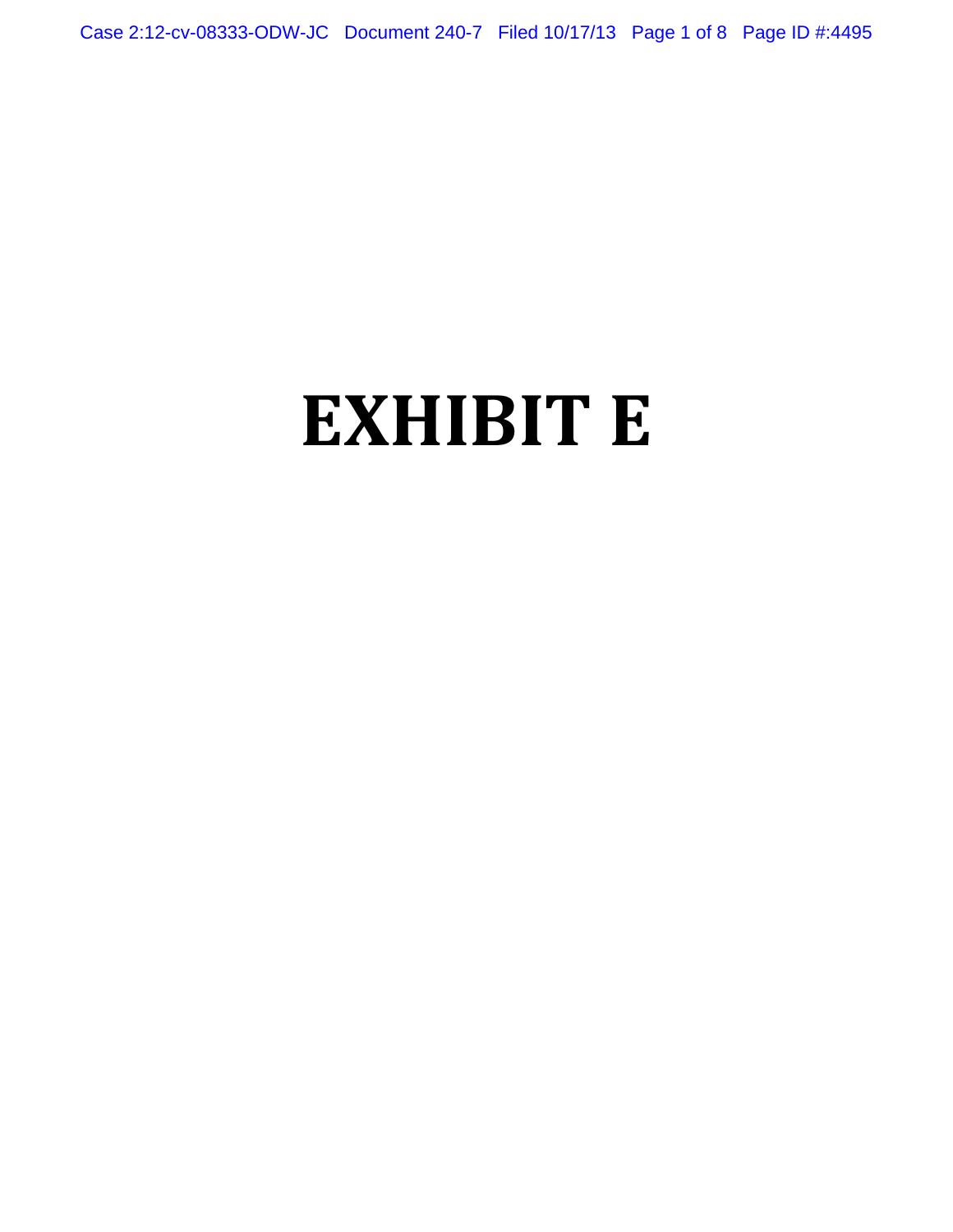# EXHIBIT E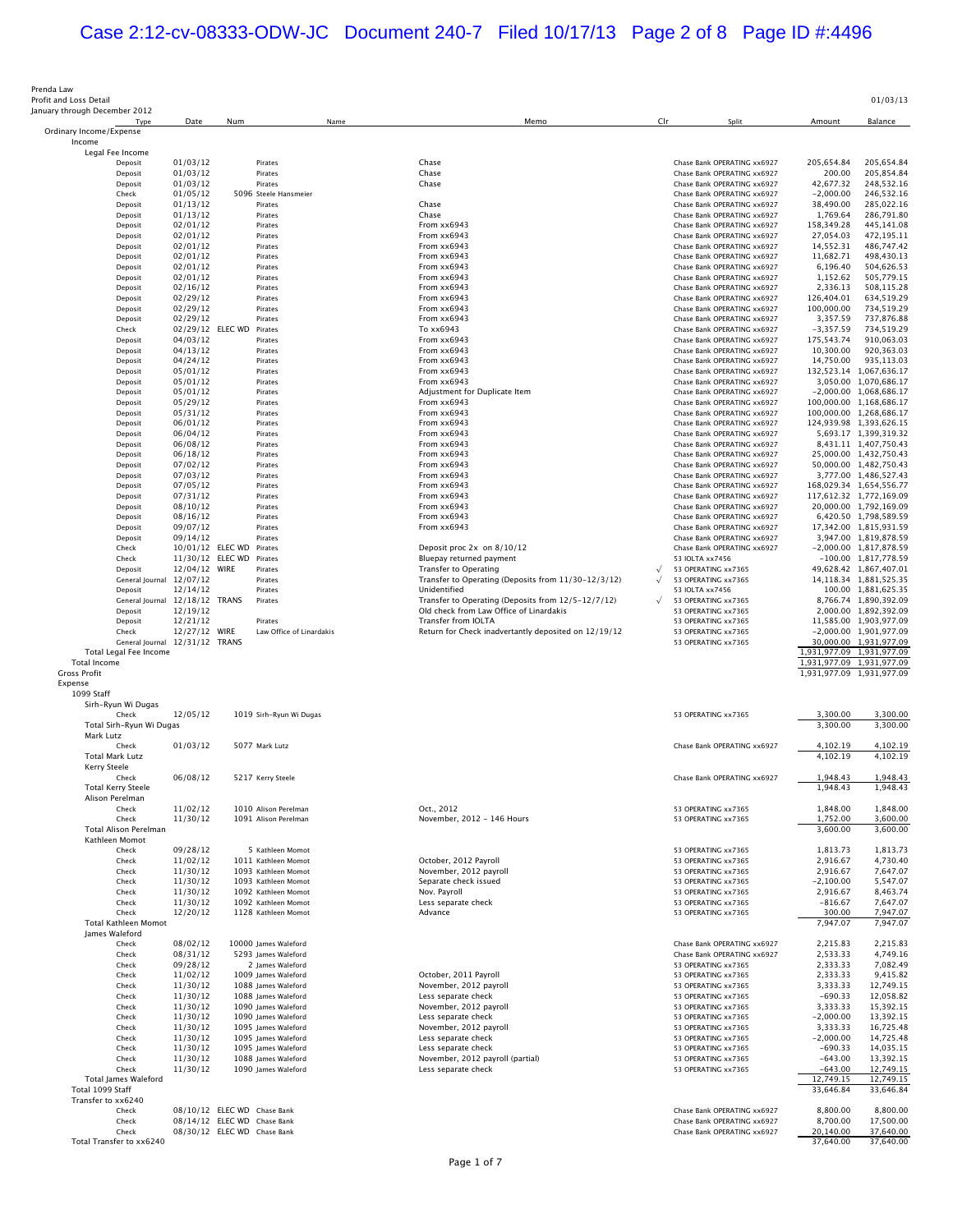Prenda Law
Profit and Loss Detail
January through December 2012

01/03/13

| Type | Date | Num | Name | Memo | Clr | Split | Amount | Balance |
|---|---|---|---|---|---|---|---|---|
| Ordinary Income/Expense | | | | | | | | |
| Income | | | | | | | | |
| Legal Fee Income | | | | | | | | |
| Deposit | 01/03/12 | | Pirates | Chase | | Chase Bank OPERATING xx6927 | 205,654.84 | 205,654.84 |
| Deposit | 01/03/12 | | Pirates | Chase | | Chase Bank OPERATING xx6927 | 200.00 | 205,854.84 |
| Deposit | 01/03/12 | | Pirates | Chase | | Chase Bank OPERATING xx6927 | 42,677.32 | 248,532.16 |
| Check | 01/05/12 | 5096 | Steele Hansmeier | | | Chase Bank OPERATING xx6927 | -2,000.00 | 246,532.16 |
| Deposit | 01/13/12 | | Pirates | Chase | | Chase Bank OPERATING xx6927 | 38,490.00 | 285,022.16 |
| Deposit | 01/13/12 | | Pirates | Chase | | Chase Bank OPERATING xx6927 | 1,769.64 | 286,791.80 |
| Deposit | 02/01/12 | | Pirates | From xx6943 | | Chase Bank OPERATING xx6927 | 158,349.28 | 445,141.08 |
| Deposit | 02/01/12 | | Pirates | From xx6943 | | Chase Bank OPERATING xx6927 | 27,054.03 | 472,195.11 |
| Deposit | 02/01/12 | | Pirates | From xx6943 | | Chase Bank OPERATING xx6927 | 14,552.31 | 486,747.42 |
| Deposit | 02/01/12 | | Pirates | From xx6943 | | Chase Bank OPERATING xx6927 | 11,682.71 | 498,430.13 |
| Deposit | 02/01/12 | | Pirates | From xx6943 | | Chase Bank OPERATING xx6927 | 6,196.40 | 504,626.53 |
| Deposit | 02/01/12 | | Pirates | From xx6943 | | Chase Bank OPERATING xx6927 | 1,152.62 | 505,779.15 |
| Deposit | 02/16/12 | | Pirates | From xx6943 | | Chase Bank OPERATING xx6927 | 2,336.13 | 508,115.28 |
| Deposit | 02/29/12 | | Pirates | From xx6943 | | Chase Bank OPERATING xx6927 | 126,404.01 | 634,519.29 |
| Deposit | 02/29/12 | | Pirates | From xx6943 | | Chase Bank OPERATING xx6927 | 100,000.00 | 734,519.29 |
| Deposit | 02/29/12 | | Pirates | From xx6943 | | Chase Bank OPERATING xx6927 | 3,357.59 | 737,876.88 |
| Check | 02/29/12 | ELEC WD | Pirates | To xx6943 | | Chase Bank OPERATING xx6927 | -3,357.59 | 734,519.29 |
| Deposit | 04/03/12 | | Pirates | From xx6943 | | Chase Bank OPERATING xx6927 | 175,543.74 | 910,063.03 |
| Deposit | 04/13/12 | | Pirates | From xx6943 | | Chase Bank OPERATING xx6927 | 10,300.00 | 920,363.03 |
| Deposit | 04/24/12 | | Pirates | From xx6943 | | Chase Bank OPERATING xx6927 | 14,750.00 | 935,113.03 |
| Deposit | 05/01/12 | | Pirates | From xx6943 | | Chase Bank OPERATING xx6927 | 132,523.14 | 1,067,636.17 |
| Deposit | 05/01/12 | | Pirates | From xx6943 | | Chase Bank OPERATING xx6927 | 3,050.00 | 1,070,686.17 |
| Deposit | 05/01/12 | | Pirates | Adjustment for Duplicate Item | | Chase Bank OPERATING xx6927 | -2,000.00 | 1,068,686.17 |
| Deposit | 05/29/12 | | Pirates | From xx6943 | | Chase Bank OPERATING xx6927 | 100,000.00 | 1,168,686.17 |
| Deposit | 05/31/12 | | Pirates | From xx6943 | | Chase Bank OPERATING xx6927 | 100,000.00 | 1,268,686.17 |
| Deposit | 06/01/12 | | Pirates | From xx6943 | | Chase Bank OPERATING xx6927 | 124,939.98 | 1,393,626.15 |
| Deposit | 06/04/12 | | Pirates | From xx6943 | | Chase Bank OPERATING xx6927 | 5,693.17 | 1,399,319.32 |
| Deposit | 06/08/12 | | Pirates | From xx6943 | | Chase Bank OPERATING xx6927 | 8,431.11 | 1,407,750.43 |
| Deposit | 06/18/12 | | Pirates | From xx6943 | | Chase Bank OPERATING xx6927 | 25,000.00 | 1,432,750.43 |
| Deposit | 07/02/12 | | Pirates | From xx6943 | | Chase Bank OPERATING xx6927 | 50,000.00 | 1,482,750.43 |
| Deposit | 07/03/12 | | Pirates | From xx6943 | | Chase Bank OPERATING xx6927 | 3,777.00 | 1,486,527.43 |
| Deposit | 07/05/12 | | Pirates | From xx6943 | | Chase Bank OPERATING xx6927 | 168,029.34 | 1,654,556.77 |
| Deposit | 07/31/12 | | Pirates | From xx6943 | | Chase Bank OPERATING xx6927 | 117,612.32 | 1,772,169.09 |
| Deposit | 08/10/12 | | Pirates | From xx6943 | | Chase Bank OPERATING xx6927 | 20,000.00 | 1,792,169.09 |
| Deposit | 08/16/12 | | Pirates | From xx6943 | | Chase Bank OPERATING xx6927 | 6,420.50 | 1,798,589.59 |
| Deposit | 09/07/12 | | Pirates | From xx6943 | | Chase Bank OPERATING xx6927 | 17,342.00 | 1,815,931.59 |
| Deposit | 09/14/12 | | Pirates | | | Chase Bank OPERATING xx6927 | 3,947.00 | 1,819,878.59 |
| Check | 10/01/12 | ELEC WD | Pirates | Deposit proc 2x on 8/10/12 | | Chase Bank OPERATING xx6927 | -2,000.00 | 1,817,878.59 |
| Check | 11/30/12 | ELEC WD | Pirates | Bluepay returned payment | | 53 IOLTA xx7456 | -100.00 | 1,817,778.59 |
| Deposit | 12/04/12 | WIRE | Pirates | Transfer to Operating | √ | 53 OPERATING xx7365 | 49,628.42 | 1,867,407.01 |
| General Journal | 12/07/12 | | Pirates | Transfer to Operating (Deposits from 11/30-12/3/12) | √ | 53 OPERATING xx7365 | 14,118.34 | 1,881,525.35 |
| Deposit | 12/14/12 | | Pirates | Unidentified | | 53 IOLTA xx7456 | 100.00 | 1,881,625.35 |
| General Journal | 12/18/12 | TRANS | Pirates | Transfer to Operating (Deposits from 12/5-12/7/12) | √ | 53 OPERATING xx7365 | 8,766.74 | 1,890,392.09 |
| Deposit | 12/19/12 | | | Old check from Law Office of Linardakis | | 53 OPERATING xx7365 | 2,000.00 | 1,892,392.09 |
| Deposit | 12/21/12 | | Pirates | Transfer from IOLTA | | 53 OPERATING xx7365 | 11,585.00 | 1,903,977.09 |
| Check | 12/27/12 | WIRE | Law Office of Linardakis | Return for Check inadvertantly deposited on 12/19/12 | | 53 OPERATING xx7365 | -2,000.00 | 1,901,977.09 |
| General Journal | 12/31/12 | TRANS | | | | 53 OPERATING xx7365 | 30,000.00 | 1,931,977.09 |
| Total Legal Fee Income | | | | | | | 1,931,977.09 | 1,931,977.09 |
| Total Income | | | | | | | 1,931,977.09 | 1,931,977.09 |
| Gross Profit | | | | | | | 1,931,977.09 | 1,931,977.09 |
| Expense | | | | | | | | |
| 1099 Staff | | | | | | | | |
| Sirh-Ryun Wi Dugas | | | | | | | | |
| Check | 12/05/12 | 1019 | Sirh-Ryun Wi Dugas | | | 53 OPERATING xx7365 | 3,300.00 | 3,300.00 |
| Total Sirh-Ryun Wi Dugas | | | | | | | 3,300.00 | 3,300.00 |
| Mark Lutz | | | | | | | | |
| Check | 01/03/12 | 5077 | Mark Lutz | | | Chase Bank OPERATING xx6927 | 4,102.19 | 4,102.19 |
| Total Mark Lutz | | | | | | | 4,102.19 | 4,102.19 |
| Kerry Steele | | | | | | | | |
| Check | 06/08/12 | 5217 | Kerry Steele | | | Chase Bank OPERATING xx6927 | 1,948.43 | 1,948.43 |
| Total Kerry Steele | | | | | | | 1,948.43 | 1,948.43 |
| Alison Perelman | | | | | | | | |
| Check | 11/02/12 | 1010 | Alison Perelman | Oct., 2012 | | 53 OPERATING xx7365 | 1,848.00 | 1,848.00 |
| Check | 11/30/12 | 1091 | Alison Perelman | November, 2012 - 146 Hours | | 53 OPERATING xx7365 | 1,752.00 | 3,600.00 |
| Total Alison Perelman | | | | | | | 3,600.00 | 3,600.00 |
| Kathleen Momot | | | | | | | | |
| Check | 09/28/12 | 5 | Kathleen Momot | | | 53 OPERATING xx7365 | 1,813.73 | 1,813.73 |
| Check | 11/02/12 | 1011 | Kathleen Momot | October, 2012 Payroll | | 53 OPERATING xx7365 | 2,916.67 | 4,730.40 |
| Check | 11/30/12 | 1093 | Kathleen Momot | November, 2012 payroll | | 53 OPERATING xx7365 | 2,916.67 | 7,647.07 |
| Check | 11/30/12 | 1093 | Kathleen Momot | Separate check issued | | 53 OPERATING xx7365 | -2,100.00 | 5,547.07 |
| Check | 11/30/12 | 1092 | Kathleen Momot | Nov. Payroll | | 53 OPERATING xx7365 | 2,916.67 | 8,463.74 |
| Check | 11/30/12 | 1092 | Kathleen Momot | Less separate check | | 53 OPERATING xx7365 | -816.67 | 7,647.07 |
| Check | 12/20/12 | 1128 | Kathleen Momot | Advance | | 53 OPERATING xx7365 | 300.00 | 7,947.07 |
| Total Kathleen Momot | | | | | | | 7,947.07 | 7,947.07 |
| James Waleford | | | | | | | | |
| Check | 08/02/12 | 10000 | James Waleford | | | Chase Bank OPERATING xx6927 | 2,215.83 | 2,215.83 |
| Check | 08/31/12 | 5293 | James Waleford | | | Chase Bank OPERATING xx6927 | 2,533.33 | 4,749.16 |
| Check | 09/28/12 | 2 | James Waleford | | | 53 OPERATING xx7365 | 2,333.33 | 7,082.49 |
| Check | 11/02/12 | 1009 | James Waleford | October, 2011 Payroll | | 53 OPERATING xx7365 | 2,333.33 | 9,415.82 |
| Check | 11/30/12 | 1088 | James Waleford | November, 2012 payroll | | 53 OPERATING xx7365 | 3,333.33 | 12,749.15 |
| Check | 11/30/12 | 1088 | James Waleford | Less separate check | | 53 OPERATING xx7365 | -690.33 | 12,058.82 |
| Check | 11/30/12 | 1090 | James Waleford | November, 2012 payroll | | 53 OPERATING xx7365 | 3,333.33 | 15,392.15 |
| Check | 11/30/12 | 1090 | James Waleford | Less separate check | | 53 OPERATING xx7365 | -2,000.00 | 13,392.15 |
| Check | 11/30/12 | 1095 | James Waleford | November, 2012 payroll | | 53 OPERATING xx7365 | 3,333.33 | 16,725.48 |
| Check | 11/30/12 | 1095 | James Waleford | Less separate check | | 53 OPERATING xx7365 | -2,000.00 | 14,725.48 |
| Check | 11/30/12 | 1095 | James Waleford | Less separate check | | 53 OPERATING xx7365 | -690.33 | 14,035.15 |
| Check | 11/30/12 | 1088 | James Waleford | November, 2012 payroll (partial) | | 53 OPERATING xx7365 | -643.00 | 13,392.15 |
| Check | 11/30/12 | 1090 | James Waleford | Less separate check | | 53 OPERATING xx7365 | -643.00 | 12,749.15 |
| Total James Waleford | | | | | | | 12,749.15 | 12,749.15 |
| Total 1099 Staff | | | | | | | 33,646.84 | 33,646.84 |
| Transfer to xx6240 | | | | | | | | |
| Check | 08/10/12 | ELEC WD | Chase Bank | | | Chase Bank OPERATING xx6927 | 8,800.00 | 8,800.00 |
| Check | 08/14/12 | ELEC WD | Chase Bank | | | Chase Bank OPERATING xx6927 | 8,700.00 | 17,500.00 |
| Check | 08/30/12 | ELEC WD | Chase Bank | | | Chase Bank OPERATING xx6927 | 20,140.00 | 37,640.00 |
| Total Transfer to xx6240 | | | | | | | 37,640.00 | 37,640.00 |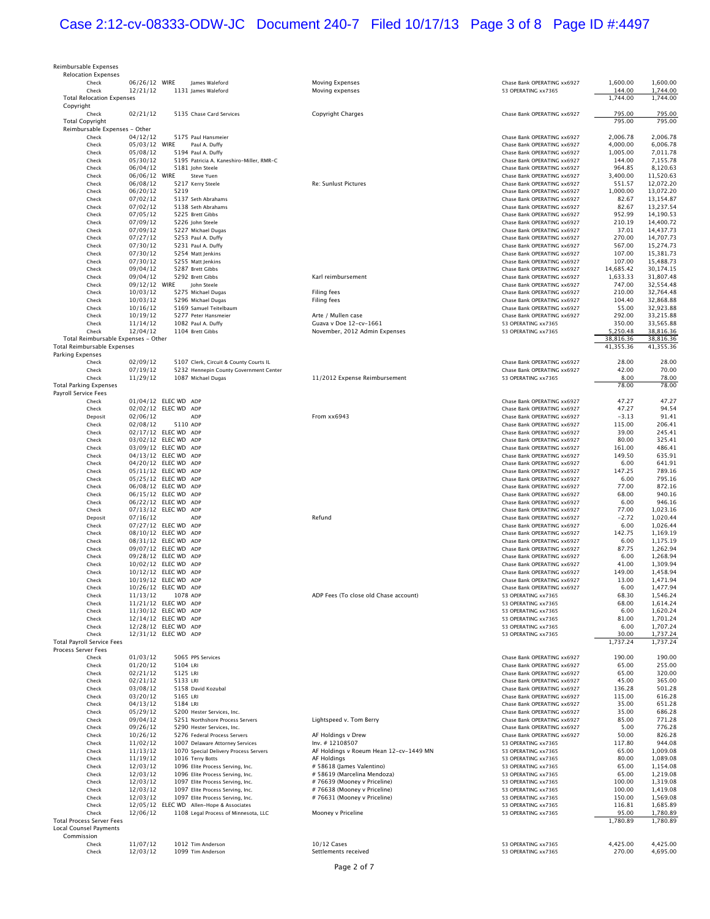| Type | Date | Num | Name | Memo | Split | Amount | Balance |
|---|---|---|---|---|---|---|---|
| Reimbursable Expenses | | | | | | | |
| Relocation Expenses | | | | | | | |
| Check | 06/26/12 | WIRE | James Waleford | Moving Expenses | Chase Bank OPERATING xx6927 | 1,600.00 | 1,600.00 |
| Check | 12/21/12 | 1131 | James Waleford | Moving expenses | 53 OPERATING xx7365 | 144.00 | 1,744.00 |
| Total Relocation Expenses | | | | | | 1,744.00 | 1,744.00 |
| Copyright | | | | | | | |
| Check | 02/21/12 | 5135 | Chase Card Services | Copyright Charges | Chase Bank OPERATING xx6927 | 795.00 | 795.00 |
| Total Copyright | | | | | | 795.00 | 795.00 |
| Reimbursable Expenses - Other | | | | | | | |
| Check | 04/12/12 | 5175 | Paul Hansmeier | | Chase Bank OPERATING xx6927 | 2,006.78 | 2,006.78 |
| Check | 05/03/12 | WIRE | Paul A. Duffy | | Chase Bank OPERATING xx6927 | 4,000.00 | 6,006.78 |
| Check | 05/08/12 | 5194 | Paul A. Duffy | | Chase Bank OPERATING xx6927 | 1,005.00 | 7,011.78 |
| Check | 05/30/12 | 5195 | Patricia A. Kaneshiro-Miller, RMR-C | | Chase Bank OPERATING xx6927 | 144.00 | 7,155.78 |
| Check | 06/04/12 | 5181 | John Steele | | Chase Bank OPERATING xx6927 | 964.85 | 8,120.63 |
| Check | 06/06/12 | WIRE | Steve Yuen | | Chase Bank OPERATING xx6927 | 3,400.00 | 11,520.63 |
| Check | 06/08/12 | 5217 | Kerry Steele | Re: Sunlust Pictures | Chase Bank OPERATING xx6927 | 551.57 | 12,072.20 |
| Check | 06/20/12 | 5219 | | | Chase Bank OPERATING xx6927 | 1,000.00 | 13,072.20 |
| Check | 07/02/12 | 5137 | Seth Abrahams | | Chase Bank OPERATING xx6927 | 82.67 | 13,154.87 |
| Check | 07/02/12 | 5138 | Seth Abrahams | | Chase Bank OPERATING xx6927 | 82.67 | 13,237.54 |
| Check | 07/05/12 | 5225 | Brett Gibbs | | Chase Bank OPERATING xx6927 | 952.99 | 14,190.53 |
| Check | 07/09/12 | 5226 | John Steele | | Chase Bank OPERATING xx6927 | 210.19 | 14,400.72 |
| Check | 07/09/12 | 5227 | Michael Dugas | | Chase Bank OPERATING xx6927 | 37.01 | 14,437.73 |
| Check | 07/27/12 | 5253 | Paul A. Duffy | | Chase Bank OPERATING xx6927 | 270.00 | 14,707.73 |
| Check | 07/30/12 | 5231 | Paul A. Duffy | | Chase Bank OPERATING xx6927 | 567.00 | 15,274.73 |
| Check | 07/30/12 | 5254 | Matt Jenkins | | Chase Bank OPERATING xx6927 | 107.00 | 15,381.73 |
| Check | 07/30/12 | 5255 | Matt Jenkins | | Chase Bank OPERATING xx6927 | 107.00 | 15,488.73 |
| Check | 09/04/12 | 5287 | Brett Gibbs | | Chase Bank OPERATING xx6927 | 14,685.42 | 30,174.15 |
| Check | 09/04/12 | 5292 | Brett Gibbs | Karl reimbursement | Chase Bank OPERATING xx6927 | 1,633.33 | 31,807.48 |
| Check | 09/12/12 | WIRE | John Steele | | Chase Bank OPERATING xx6927 | 747.00 | 32,554.48 |
| Check | 10/03/12 | 5275 | Michael Dugas | Filing fees | Chase Bank OPERATING xx6927 | 210.00 | 32,764.48 |
| Check | 10/03/12 | 5296 | Michael Dugas | Filing fees | Chase Bank OPERATING xx6927 | 104.40 | 32,868.88 |
| Check | 10/16/12 | 5169 | Samuel Teitelbaum | | Chase Bank OPERATING xx6927 | 55.00 | 32,923.88 |
| Check | 10/19/12 | 5277 | Peter Hansmeier | Arte / Mullen case | Chase Bank OPERATING xx6927 | 292.00 | 33,215.88 |
| Check | 11/14/12 | 1082 | Paul A. Duffy | Guava v Doe 12-cv-1661 | 53 OPERATING xx7365 | 350.00 | 33,565.88 |
| Check | 12/04/12 | 1104 | Brett Gibbs | November, 2012 Admin Expenses | 53 OPERATING xx7365 | 5,250.48 | 38,816.36 |
| Total Reimbursable Expenses - Other | | | | | | 38,816.36 | 38,816.36 |
| Total Reimbursable Expenses | | | | | | 41,355.36 | 41,355.36 |
| Parking Expenses | | | | | | | |
| Check | 02/09/12 | 5107 | Clerk, Circuit & County Courts IL | | Chase Bank OPERATING xx6927 | 28.00 | 28.00 |
| Check | 07/19/12 | 5232 | Hennepin County Government Center | | Chase Bank OPERATING xx6927 | 42.00 | 70.00 |
| Check | 11/29/12 | 1087 | Michael Dugas | 11/2012 Expense Reimbursement | 53 OPERATING xx7365 | 8.00 | 78.00 |
| Total Parking Expenses | | | | | | 78.00 | 78.00 |
| Payroll Service Fees | | | | | | | |
| Check | 01/04/12 | ELEC WD | ADP | | Chase Bank OPERATING xx6927 | 47.27 | 47.27 |
| Check | 02/02/12 | ELEC WD | ADP | | Chase Bank OPERATING xx6927 | 47.27 | 94.54 |
| Deposit | 02/06/12 | | ADP | From xx6943 | Chase Bank OPERATING xx6927 | -3.13 | 91.41 |
| Check | 02/08/12 | 5110 | ADP | | Chase Bank OPERATING xx6927 | 115.00 | 206.41 |
| Check | 02/17/12 | ELEC WD | ADP | | Chase Bank OPERATING xx6927 | 39.00 | 245.41 |
| Check | 03/02/12 | ELEC WD | ADP | | Chase Bank OPERATING xx6927 | 80.00 | 325.41 |
| Check | 03/09/12 | ELEC WD | ADP | | Chase Bank OPERATING xx6927 | 161.00 | 486.41 |
| Check | 04/13/12 | ELEC WD | ADP | | Chase Bank OPERATING xx6927 | 149.50 | 635.91 |
| Check | 04/20/12 | ELEC WD | ADP | | Chase Bank OPERATING xx6927 | 6.00 | 641.91 |
| Check | 05/11/12 | ELEC WD | ADP | | Chase Bank OPERATING xx6927 | 147.25 | 789.16 |
| Check | 05/25/12 | ELEC WD | ADP | | Chase Bank OPERATING xx6927 | 6.00 | 795.16 |
| Check | 06/08/12 | ELEC WD | ADP | | Chase Bank OPERATING xx6927 | 77.00 | 872.16 |
| Check | 06/15/12 | ELEC WD | ADP | | Chase Bank OPERATING xx6927 | 68.00 | 940.16 |
| Check | 06/22/12 | ELEC WD | ADP | | Chase Bank OPERATING xx6927 | 6.00 | 946.16 |
| Check | 07/13/12 | ELEC WD | ADP | | Chase Bank OPERATING xx6927 | 77.00 | 1,023.16 |
| Deposit | 07/16/12 | | ADP | Refund | Chase Bank OPERATING xx6927 | -2.72 | 1,020.44 |
| Check | 07/27/12 | ELEC WD | ADP | | Chase Bank OPERATING xx6927 | 6.00 | 1,026.44 |
| Check | 08/10/12 | ELEC WD | ADP | | Chase Bank OPERATING xx6927 | 142.75 | 1,169.19 |
| Check | 08/31/12 | ELEC WD | ADP | | Chase Bank OPERATING xx6927 | 6.00 | 1,175.19 |
| Check | 09/07/12 | ELEC WD | ADP | | Chase Bank OPERATING xx6927 | 87.75 | 1,262.94 |
| Check | 09/28/12 | ELEC WD | ADP | | Chase Bank OPERATING xx6927 | 6.00 | 1,268.94 |
| Check | 10/02/12 | ELEC WD | ADP | | Chase Bank OPERATING xx6927 | 41.00 | 1,309.94 |
| Check | 10/12/12 | ELEC WD | ADP | | Chase Bank OPERATING xx6927 | 149.00 | 1,458.94 |
| Check | 10/19/12 | ELEC WD | ADP | | Chase Bank OPERATING xx6927 | 13.00 | 1,471.94 |
| Check | 10/26/12 | ELEC WD | ADP | | Chase Bank OPERATING xx6927 | 6.00 | 1,477.94 |
| Check | 11/13/12 | 1078 | ADP | ADP Fees (To close old Chase account) | 53 OPERATING xx7365 | 68.30 | 1,546.24 |
| Check | 11/21/12 | ELEC WD | ADP | | 53 OPERATING xx7365 | 68.00 | 1,614.24 |
| Check | 11/30/12 | ELEC WD | ADP | | 53 OPERATING xx7365 | 6.00 | 1,620.24 |
| Check | 12/14/12 | ELEC WD | ADP | | 53 OPERATING xx7365 | 81.00 | 1,701.24 |
| Check | 12/28/12 | ELEC WD | ADP | | 53 OPERATING xx7365 | 6.00 | 1,707.24 |
| Check | 12/31/12 | ELEC WD | ADP | | 53 OPERATING xx7365 | 30.00 | 1,737.24 |
| Total Payroll Service Fees | | | | | | 1,737.24 | 1,737.24 |
| Process Server Fees | | | | | | | |
| Check | 01/03/12 | 5065 | PPS Services | | Chase Bank OPERATING xx6927 | 190.00 | 190.00 |
| Check | 01/20/12 | 5104 | LRI | | Chase Bank OPERATING xx6927 | 65.00 | 255.00 |
| Check | 02/21/12 | 5125 | LRI | | Chase Bank OPERATING xx6927 | 65.00 | 320.00 |
| Check | 02/21/12 | 5133 | LRI | | Chase Bank OPERATING xx6927 | 45.00 | 365.00 |
| Check | 03/08/12 | 5158 | David Kozubal | | Chase Bank OPERATING xx6927 | 136.28 | 501.28 |
| Check | 03/20/12 | 5165 | LRI | | Chase Bank OPERATING xx6927 | 115.00 | 616.28 |
| Check | 04/13/12 | 5184 | LRI | | Chase Bank OPERATING xx6927 | 35.00 | 651.28 |
| Check | 05/29/12 | 5200 | Hester Services, Inc. | | Chase Bank OPERATING xx6927 | 35.00 | 686.28 |
| Check | 09/04/12 | 5251 | Northshore Process Servers | Lightspeed v. Tom Berry | Chase Bank OPERATING xx6927 | 85.00 | 771.28 |
| Check | 09/26/12 | 5290 | Hester Services, Inc. | | Chase Bank OPERATING xx6927 | 5.00 | 776.28 |
| Check | 10/26/12 | 5276 | Federal Process Servers | AF Holdings v Drew | Chase Bank OPERATING xx6927 | 50.00 | 826.28 |
| Check | 11/02/12 | 1007 | Delaware Attorney Services | Inv. # 12108507 | 53 OPERATING xx7365 | 117.80 | 944.08 |
| Check | 11/13/12 | 1070 | Special Delivery Process Servers | AF Holdings v Roeum Hean 12-cv-1449 MN | 53 OPERATING xx7365 | 65.00 | 1,009.08 |
| Check | 11/19/12 | 1016 | Terry Botts | AF Holdings | 53 OPERATING xx7365 | 80.00 | 1,089.08 |
| Check | 12/03/12 | 1096 | Elite Process Serving, Inc. | # 58618 (James Valentino) | 53 OPERATING xx7365 | 65.00 | 1,154.08 |
| Check | 12/03/12 | 1096 | Elite Process Serving, Inc. | # 58619 (Marcelina Mendoza) | 53 OPERATING xx7365 | 65.00 | 1,219.08 |
| Check | 12/03/12 | 1097 | Elite Process Serving, Inc. | # 76639 (Mooney v Priceline) | 53 OPERATING xx7365 | 100.00 | 1,319.08 |
| Check | 12/03/12 | 1097 | Elite Process Serving, Inc. | # 76638 (Mooney v Priceline) | 53 OPERATING xx7365 | 100.00 | 1,419.08 |
| Check | 12/03/12 | 1097 | Elite Process Serving, Inc. | # 76631 (Mooney v Priceline) | 53 OPERATING xx7365 | 150.00 | 1,569.08 |
| Check | 12/05/12 | ELEC WD | Allen-Hope & Associates | | 53 OPERATING xx7365 | 116.81 | 1,685.89 |
| Check | 12/06/12 | 1108 | Legal Process of Minnesota, LLC | Mooney v Priceline | 53 OPERATING xx7365 | 95.00 | 1,780.89 |
| Total Process Server Fees | | | | | | 1,780.89 | 1,780.89 |
| Local Counsel Payments | | | | | | | |
| Commission | | | | | | | |
| Check | 11/07/12 | 1012 | Tim Anderson | 10/12 Cases | 53 OPERATING xx7365 | 4,425.00 | 4,425.00 |
| Check | 12/03/12 | 1099 | Tim Anderson | Settlements received | 53 OPERATING xx7365 | 270.00 | 4,695.00 |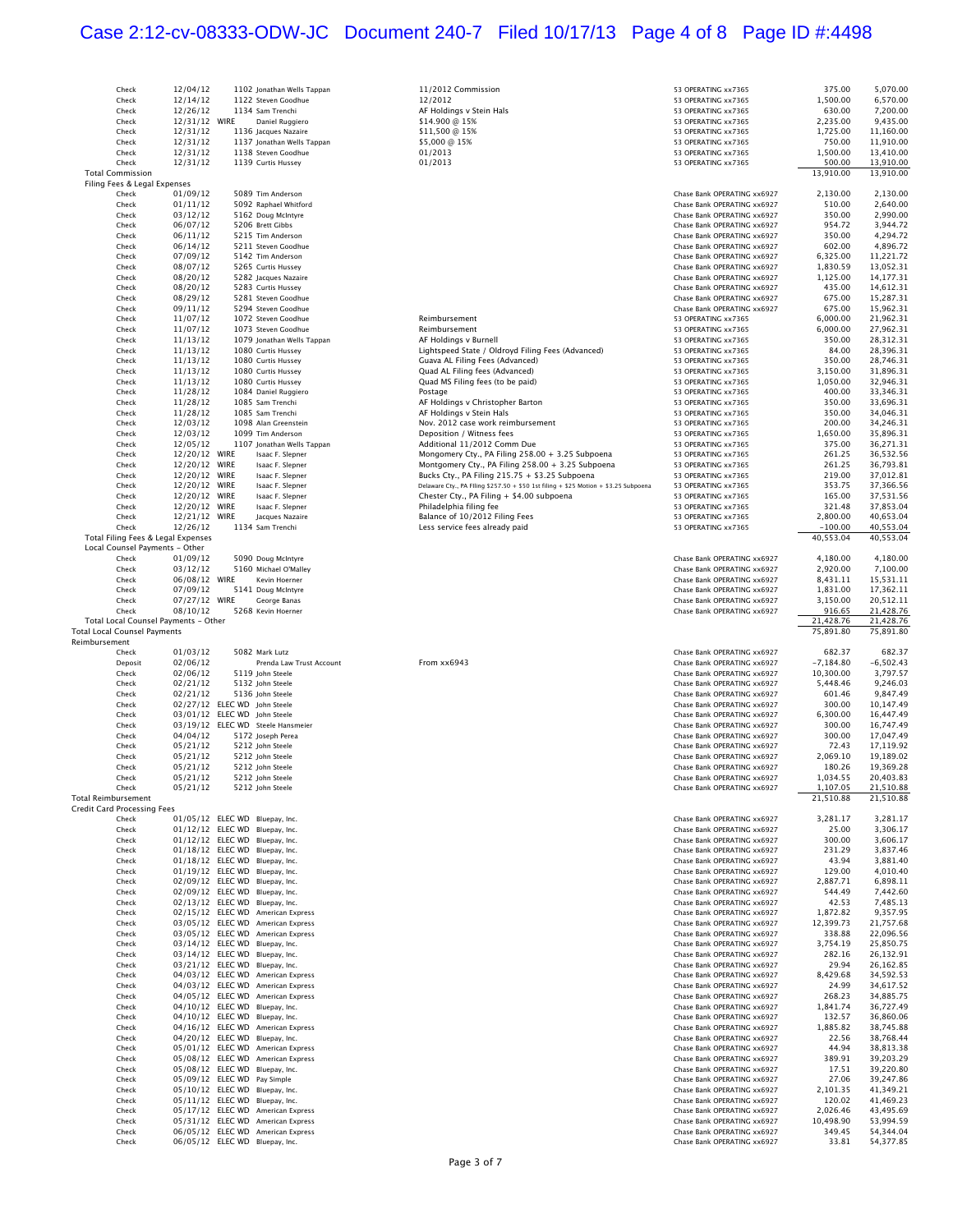| Type | Date | Num | Name | Memo | Split | Amount | Balance |
|---|---|---|---|---|---|---|---|
| Check | 12/04/12 | 1102 | Jonathan Wells Tappan | 11/2012 Commission | 53 OPERATING xx7365 | 375.00 | 5,070.00 |
| Check | 12/14/12 | 1122 | Steven Goodhue | 12/2012 | 53 OPERATING xx7365 | 1,500.00 | 6,570.00 |
| Check | 12/26/12 | 1134 | Sam Trenchi | AF Holdings v Stein Hals | 53 OPERATING xx7365 | 630.00 | 7,200.00 |
| Check | 12/31/12 | WIRE | Daniel Ruggiero | $14.900 @ 15% | 53 OPERATING xx7365 | 2,235.00 | 9,435.00 |
| Check | 12/31/12 | 1136 | Jacques Nazaire | $11,500 @ 15% | 53 OPERATING xx7365 | 1,725.00 | 11,160.00 |
| Check | 12/31/12 | 1137 | Jonathan Wells Tappan | $5,000 @ 15% | 53 OPERATING xx7365 | 750.00 | 11,910.00 |
| Check | 12/31/12 | 1138 | Steven Goodhue | 01/2013 | 53 OPERATING xx7365 | 1,500.00 | 13,410.00 |
| Check | 12/31/12 | 1139 | Curtis Hussey | 01/2013 | 53 OPERATING xx7365 | 500.00 | 13,910.00 |
| Total Commission | | | | | | 13,910.00 | 13,910.00 |
| Filing Fees & Legal Expenses | | | | | | | |
| Check | 01/09/12 | 5089 | Tim Anderson | | Chase Bank OPERATING xx6927 | 2,130.00 | 2,130.00 |
| Check | 01/11/12 | 5092 | Raphael Whitford | | Chase Bank OPERATING xx6927 | 510.00 | 2,640.00 |
| Check | 03/12/12 | 5162 | Doug McIntyre | | Chase Bank OPERATING xx6927 | 350.00 | 2,990.00 |
| Check | 06/07/12 | 5206 | Brett Gibbs | | Chase Bank OPERATING xx6927 | 954.72 | 3,944.72 |
| Check | 06/11/12 | 5215 | Tim Anderson | | Chase Bank OPERATING xx6927 | 350.00 | 4,294.72 |
| Check | 06/14/12 | 5211 | Steven Goodhue | | Chase Bank OPERATING xx6927 | 602.00 | 4,896.72 |
| Check | 07/09/12 | 5142 | Tim Anderson | | Chase Bank OPERATING xx6927 | 6,325.00 | 11,221.72 |
| Check | 08/07/12 | 5265 | Curtis Hussey | | Chase Bank OPERATING xx6927 | 1,830.59 | 13,052.31 |
| Check | 08/20/12 | 5282 | Jacques Nazaire | | Chase Bank OPERATING xx6927 | 1,125.00 | 14,177.31 |
| Check | 08/20/12 | 5283 | Curtis Hussey | | Chase Bank OPERATING xx6927 | 435.00 | 14,612.31 |
| Check | 08/29/12 | 5281 | Steven Goodhue | | Chase Bank OPERATING xx6927 | 675.00 | 15,287.31 |
| Check | 09/11/12 | 5294 | Steven Goodhue | | Chase Bank OPERATING xx6927 | 675.00 | 15,962.31 |
| Check | 11/07/12 | 1072 | Steven Goodhue | Reimbursement | 53 OPERATING xx7365 | 6,000.00 | 21,962.31 |
| Check | 11/07/12 | 1073 | Steven Goodhue | Reimbursement | 53 OPERATING xx7365 | 6,000.00 | 27,962.31 |
| Check | 11/13/12 | 1079 | Jonathan Wells Tappan | AF Holdings v Burnell | 53 OPERATING xx7365 | 350.00 | 28,312.31 |
| Check | 11/13/12 | 1080 | Curtis Hussey | Lightspeed State / Oldroyd Filing Fees (Advanced) | 53 OPERATING xx7365 | 84.00 | 28,396.31 |
| Check | 11/13/12 | 1080 | Curtis Hussey | Guava AL Filing Fees (Advanced) | 53 OPERATING xx7365 | 350.00 | 28,746.31 |
| Check | 11/13/12 | 1080 | Curtis Hussey | Quad AL Filing fees (Advanced) | 53 OPERATING xx7365 | 3,150.00 | 31,896.31 |
| Check | 11/13/12 | 1080 | Curtis Hussey | Quad MS Filing fees (to be paid) | 53 OPERATING xx7365 | 1,050.00 | 32,946.31 |
| Check | 11/28/12 | 1084 | Daniel Ruggiero | Postage | 53 OPERATING xx7365 | 400.00 | 33,346.31 |
| Check | 11/28/12 | 1085 | Sam Trenchi | AF Holdings v Christopher Barton | 53 OPERATING xx7365 | 350.00 | 33,696.31 |
| Check | 11/28/12 | 1085 | Sam Trenchi | AF Holdings v Stein Hals | 53 OPERATING xx7365 | 350.00 | 34,046.31 |
| Check | 12/03/12 | 1098 | Alan Greenstein | Nov. 2012 case work reimbursement | 53 OPERATING xx7365 | 200.00 | 34,246.31 |
| Check | 12/03/12 | 1099 | Tim Anderson | Deposition / Witness fees | 53 OPERATING xx7365 | 1,650.00 | 35,896.31 |
| Check | 12/05/12 | 1107 | Jonathan Wells Tappan | Additional 11/2012 Comm Due | 53 OPERATING xx7365 | 375.00 | 36,271.31 |
| Check | 12/20/12 | WIRE | Isaac F. Slepner | Mongomery Cty., PA Filing 258.00 + 3.25 Subpoena | 53 OPERATING xx7365 | 261.25 | 36,532.56 |
| Check | 12/20/12 | WIRE | Isaac F. Slepner | Montgomery Cty., PA Filing 258.00 + 3.25 Subpoena | 53 OPERATING xx7365 | 261.25 | 36,793.81 |
| Check | 12/20/12 | WIRE | Isaac F. Slepner | Bucks Cty., PA Filing 215.75 + $3.25 Subpoena | 53 OPERATING xx7365 | 219.00 | 37,012.81 |
| Check | 12/20/12 | WIRE | Isaac F. Slepner | Delaware Cty., PA Filing $257.50 + $50 1st filing + $25 Motion + $3.25 Subpoena | 53 OPERATING xx7365 | 353.75 | 37,366.56 |
| Check | 12/20/12 | WIRE | Isaac F. Slepner | Chester Cty., PA Filing + $4.00 subpoena | 53 OPERATING xx7365 | 165.00 | 37,531.56 |
| Check | 12/20/12 | WIRE | Isaac F. Slepner | Philadelphia filing fee | 53 OPERATING xx7365 | 321.48 | 37,853.04 |
| Check | 12/21/12 | WIRE | Jacques Nazaire | Balance of 10/2012 Filing Fees | 53 OPERATING xx7365 | 2,800.00 | 40,653.04 |
| Check | 12/26/12 | 1134 | Sam Trenchi | Less service fees already paid | 53 OPERATING xx7365 | -100.00 | 40,553.04 |
| Total Filing Fees & Legal Expenses | | | | | | 40,553.04 | 40,553.04 |
| Local Counsel Payments - Other | | | | | | | |
| Check | 01/09/12 | 5090 | Doug McIntyre | | Chase Bank OPERATING xx6927 | 4,180.00 | 4,180.00 |
| Check | 03/12/12 | 5160 | Michael O'Malley | | Chase Bank OPERATING xx6927 | 2,920.00 | 7,100.00 |
| Check | 06/08/12 | WIRE | Kevin Hoerner | | Chase Bank OPERATING xx6927 | 8,431.11 | 15,531.11 |
| Check | 07/09/12 | 5141 | Doug McIntyre | | Chase Bank OPERATING xx6927 | 1,831.00 | 17,362.11 |
| Check | 07/27/12 | WIRE | George Banas | | Chase Bank OPERATING xx6927 | 3,150.00 | 20,512.11 |
| Check | 08/10/12 | 5268 | Kevin Hoerner | | Chase Bank OPERATING xx6927 | 916.65 | 21,428.76 |
| Total Local Counsel Payments - Other | | | | | | 21,428.76 | 21,428.76 |
| Total Local Counsel Payments | | | | | | 75,891.80 | 75,891.80 |
| Reimbursement | | | | | | | |
| Check | 01/03/12 | 5082 | Mark Lutz | | Chase Bank OPERATING xx6927 | 682.37 | 682.37 |
| Deposit | 02/06/12 | | Prenda Law Trust Account | From xx6943 | Chase Bank OPERATING xx6927 | -7,184.80 | -6,502.43 |
| Check | 02/06/12 | 5119 | John Steele | | Chase Bank OPERATING xx6927 | 10,300.00 | 3,797.57 |
| Check | 02/21/12 | 5132 | John Steele | | Chase Bank OPERATING xx6927 | 5,448.46 | 9,246.03 |
| Check | 02/21/12 | 5136 | John Steele | | Chase Bank OPERATING xx6927 | 601.46 | 9,847.49 |
| Check | 02/27/12 | ELEC WD | John Steele | | Chase Bank OPERATING xx6927 | 300.00 | 10,147.49 |
| Check | 03/01/12 | ELEC WD | John Steele | | Chase Bank OPERATING xx6927 | 6,300.00 | 16,447.49 |
| Check | 03/19/12 | ELEC WD | Steele Hansmeier | | Chase Bank OPERATING xx6927 | 300.00 | 16,747.49 |
| Check | 04/04/12 | 5172 | Joseph Perea | | Chase Bank OPERATING xx6927 | 300.00 | 17,047.49 |
| Check | 05/21/12 | 5212 | John Steele | | Chase Bank OPERATING xx6927 | 72.43 | 17,119.92 |
| Check | 05/21/12 | 5212 | John Steele | | Chase Bank OPERATING xx6927 | 2,069.10 | 19,189.02 |
| Check | 05/21/12 | 5212 | John Steele | | Chase Bank OPERATING xx6927 | 180.26 | 19,369.28 |
| Check | 05/21/12 | 5212 | John Steele | | Chase Bank OPERATING xx6927 | 1,034.55 | 20,403.83 |
| Check | 05/21/12 | 5212 | John Steele | | Chase Bank OPERATING xx6927 | 1,107.05 | 21,510.88 |
| Total Reimbursement | | | | | | 21,510.88 | 21,510.88 |
| Credit Card Processing Fees | | | | | | | |
| Check | 01/05/12 | ELEC WD | Bluepay, Inc. | | Chase Bank OPERATING xx6927 | 3,281.17 | 3,281.17 |
| Check | 01/12/12 | ELEC WD | Bluepay, Inc. | | Chase Bank OPERATING xx6927 | 25.00 | 3,306.17 |
| Check | 01/12/12 | ELEC WD | Bluepay, Inc. | | Chase Bank OPERATING xx6927 | 300.00 | 3,606.17 |
| Check | 01/18/12 | ELEC WD | Bluepay, Inc. | | Chase Bank OPERATING xx6927 | 231.29 | 3,837.46 |
| Check | 01/18/12 | ELEC WD | Bluepay, Inc. | | Chase Bank OPERATING xx6927 | 43.94 | 3,881.40 |
| Check | 01/19/12 | ELEC WD | Bluepay, Inc. | | Chase Bank OPERATING xx6927 | 129.00 | 4,010.40 |
| Check | 02/09/12 | ELEC WD | Bluepay, Inc. | | Chase Bank OPERATING xx6927 | 2,887.71 | 6,898.11 |
| Check | 02/09/12 | ELEC WD | Bluepay, Inc. | | Chase Bank OPERATING xx6927 | 544.49 | 7,442.60 |
| Check | 02/13/12 | ELEC WD | Bluepay, Inc. | | Chase Bank OPERATING xx6927 | 42.53 | 7,485.13 |
| Check | 02/15/12 | ELEC WD | American Express | | Chase Bank OPERATING xx6927 | 1,872.82 | 9,357.95 |
| Check | 03/05/12 | ELEC WD | American Express | | Chase Bank OPERATING xx6927 | 12,399.73 | 21,757.68 |
| Check | 03/05/12 | ELEC WD | American Express | | Chase Bank OPERATING xx6927 | 338.88 | 22,096.56 |
| Check | 03/14/12 | ELEC WD | Bluepay, Inc. | | Chase Bank OPERATING xx6927 | 3,754.19 | 25,850.75 |
| Check | 03/14/12 | ELEC WD | Bluepay, Inc. | | Chase Bank OPERATING xx6927 | 282.16 | 26,132.91 |
| Check | 03/21/12 | ELEC WD | Bluepay, Inc. | | Chase Bank OPERATING xx6927 | 29.94 | 26,162.85 |
| Check | 04/03/12 | ELEC WD | American Express | | Chase Bank OPERATING xx6927 | 8,429.68 | 34,592.53 |
| Check | 04/03/12 | ELEC WD | American Express | | Chase Bank OPERATING xx6927 | 24.99 | 34,617.52 |
| Check | 04/05/12 | ELEC WD | American Express | | Chase Bank OPERATING xx6927 | 268.23 | 34,885.75 |
| Check | 04/10/12 | ELEC WD | Bluepay, Inc. | | Chase Bank OPERATING xx6927 | 1,841.74 | 36,727.49 |
| Check | 04/10/12 | ELEC WD | Bluepay, Inc. | | Chase Bank OPERATING xx6927 | 132.57 | 36,860.06 |
| Check | 04/16/12 | ELEC WD | American Express | | Chase Bank OPERATING xx6927 | 1,885.82 | 38,745.88 |
| Check | 04/20/12 | ELEC WD | Bluepay, Inc. | | Chase Bank OPERATING xx6927 | 22.56 | 38,768.44 |
| Check | 05/01/12 | ELEC WD | American Express | | Chase Bank OPERATING xx6927 | 44.94 | 38,813.38 |
| Check | 05/08/12 | ELEC WD | American Express | | Chase Bank OPERATING xx6927 | 389.91 | 39,203.29 |
| Check | 05/08/12 | ELEC WD | Bluepay, Inc. | | Chase Bank OPERATING xx6927 | 17.51 | 39,220.80 |
| Check | 05/09/12 | ELEC WD | Pay Simple | | Chase Bank OPERATING xx6927 | 27.06 | 39,247.86 |
| Check | 05/10/12 | ELEC WD | Bluepay, Inc. | | Chase Bank OPERATING xx6927 | 2,101.35 | 41,349.21 |
| Check | 05/11/12 | ELEC WD | Bluepay, Inc. | | Chase Bank OPERATING xx6927 | 120.02 | 41,469.23 |
| Check | 05/17/12 | ELEC WD | American Express | | Chase Bank OPERATING xx6927 | 2,026.46 | 43,495.69 |
| Check | 05/31/12 | ELEC WD | American Express | | Chase Bank OPERATING xx6927 | 10,498.90 | 53,994.59 |
| Check | 06/05/12 | ELEC WD | American Express | | Chase Bank OPERATING xx6927 | 349.45 | 54,344.04 |
| Check | 06/05/12 | ELEC WD | Bluepay, Inc. | | Chase Bank OPERATING xx6927 | 33.81 | 54,377.85 |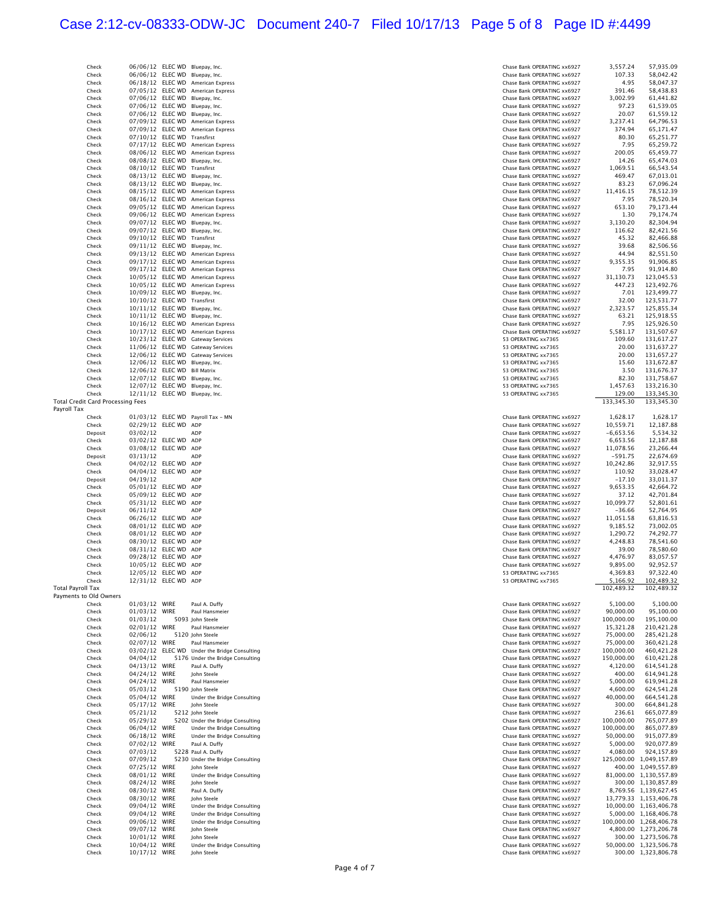| Type | Date | Num | Name | Split | Amount | Balance |
|---|---|---|---|---|---|---|
| Check | 06/06/12 | ELEC WD | Bluepay, Inc. | Chase Bank OPERATING xx6927 | 3,557.24 | 57,935.09 |
| Check | 06/06/12 | ELEC WD | Bluepay, Inc. | Chase Bank OPERATING xx6927 | 107.33 | 58,042.42 |
| Check | 06/18/12 | ELEC WD | American Express | Chase Bank OPERATING xx6927 | 4.95 | 58,047.37 |
| Check | 07/05/12 | ELEC WD | American Express | Chase Bank OPERATING xx6927 | 391.46 | 58,438.83 |
| Check | 07/06/12 | ELEC WD | Bluepay, Inc. | Chase Bank OPERATING xx6927 | 3,002.99 | 61,441.82 |
| Check | 07/06/12 | ELEC WD | Bluepay, Inc. | Chase Bank OPERATING xx6927 | 97.23 | 61,539.05 |
| Check | 07/06/12 | ELEC WD | Bluepay, Inc. | Chase Bank OPERATING xx6927 | 20.07 | 61,559.12 |
| Check | 07/09/12 | ELEC WD | American Express | Chase Bank OPERATING xx6927 | 3,237.41 | 64,796.53 |
| Check | 07/09/12 | ELEC WD | American Express | Chase Bank OPERATING xx6927 | 374.94 | 65,171.47 |
| Check | 07/10/12 | ELEC WD | Transfirst | Chase Bank OPERATING xx6927 | 80.30 | 65,251.77 |
| Check | 07/17/12 | ELEC WD | American Express | Chase Bank OPERATING xx6927 | 7.95 | 65,259.72 |
| Check | 08/06/12 | ELEC WD | American Express | Chase Bank OPERATING xx6927 | 200.05 | 65,459.77 |
| Check | 08/08/12 | ELEC WD | Bluepay, Inc. | Chase Bank OPERATING xx6927 | 14.26 | 65,474.03 |
| Check | 08/10/12 | ELEC WD | Transfirst | Chase Bank OPERATING xx6927 | 1,069.51 | 66,543.54 |
| Check | 08/13/12 | ELEC WD | Bluepay, Inc. | Chase Bank OPERATING xx6927 | 469.47 | 67,013.01 |
| Check | 08/13/12 | ELEC WD | Bluepay, Inc. | Chase Bank OPERATING xx6927 | 83.23 | 67,096.24 |
| Check | 08/15/12 | ELEC WD | American Express | Chase Bank OPERATING xx6927 | 11,416.15 | 78,512.39 |
| Check | 08/16/12 | ELEC WD | American Express | Chase Bank OPERATING xx6927 | 7.95 | 78,520.34 |
| Check | 09/05/12 | ELEC WD | American Express | Chase Bank OPERATING xx6927 | 653.10 | 79,173.44 |
| Check | 09/06/12 | ELEC WD | American Express | Chase Bank OPERATING xx6927 | 1.30 | 79,174.74 |
| Check | 09/07/12 | ELEC WD | Bluepay, Inc. | Chase Bank OPERATING xx6927 | 3,130.20 | 82,304.94 |
| Check | 09/07/12 | ELEC WD | Bluepay, Inc. | Chase Bank OPERATING xx6927 | 116.62 | 82,421.56 |
| Check | 09/10/12 | ELEC WD | Transfirst | Chase Bank OPERATING xx6927 | 45.32 | 82,466.88 |
| Check | 09/11/12 | ELEC WD | Bluepay, Inc. | Chase Bank OPERATING xx6927 | 39.68 | 82,506.56 |
| Check | 09/13/12 | ELEC WD | American Express | Chase Bank OPERATING xx6927 | 44.94 | 82,551.50 |
| Check | 09/17/12 | ELEC WD | American Express | Chase Bank OPERATING xx6927 | 9,355.35 | 91,906.85 |
| Check | 09/17/12 | ELEC WD | American Express | Chase Bank OPERATING xx6927 | 7.95 | 91,914.80 |
| Check | 10/05/12 | ELEC WD | American Express | Chase Bank OPERATING xx6927 | 31,130.73 | 123,045.53 |
| Check | 10/05/12 | ELEC WD | American Express | Chase Bank OPERATING xx6927 | 447.23 | 123,492.76 |
| Check | 10/09/12 | ELEC WD | Bluepay, Inc. | Chase Bank OPERATING xx6927 | 7.01 | 123,499.77 |
| Check | 10/10/12 | ELEC WD | Transfirst | Chase Bank OPERATING xx6927 | 32.00 | 123,531.77 |
| Check | 10/11/12 | ELEC WD | Bluepay, Inc. | Chase Bank OPERATING xx6927 | 2,323.57 | 125,855.34 |
| Check | 10/11/12 | ELEC WD | Bluepay, Inc. | Chase Bank OPERATING xx6927 | 63.21 | 125,918.55 |
| Check | 10/16/12 | ELEC WD | American Express | Chase Bank OPERATING xx6927 | 7.95 | 125,926.50 |
| Check | 10/17/12 | ELEC WD | American Express | Chase Bank OPERATING xx6927 | 5,581.17 | 131,507.67 |
| Check | 10/23/12 | ELEC WD | Gateway Services | 53 OPERATING xx7365 | 109.60 | 131,617.27 |
| Check | 11/06/12 | ELEC WD | Gateway Services | 53 OPERATING xx7365 | 20.00 | 131,637.27 |
| Check | 12/06/12 | ELEC WD | Gateway Services | 53 OPERATING xx7365 | 20.00 | 131,657.27 |
| Check | 12/06/12 | ELEC WD | Bluepay, Inc. | 53 OPERATING xx7365 | 15.60 | 131,672.87 |
| Check | 12/06/12 | ELEC WD | Bill Matrix | 53 OPERATING xx7365 | 3.50 | 131,676.37 |
| Check | 12/07/12 | ELEC WD | Bluepay, Inc. | 53 OPERATING xx7365 | 82.30 | 131,758.67 |
| Check | 12/07/12 | ELEC WD | Bluepay, Inc. | 53 OPERATING xx7365 | 1,457.63 | 133,216.30 |
| Check | 12/11/12 | ELEC WD | Bluepay, Inc. | 53 OPERATING xx7365 | 129.00 | 133,345.30 |
| **Total Credit Card Processing Fees** | | | | | 133,345.30 | 133,345.30 |
| **Payroll Tax** | | | | | | |
| Check | 01/03/12 | ELEC WD | Payroll Tax - MN | Chase Bank OPERATING xx6927 | 1,628.17 | 1,628.17 |
| Check | 02/29/12 | ELEC WD | ADP | Chase Bank OPERATING xx6927 | 10,559.71 | 12,187.88 |
| Deposit | 03/02/12 | | ADP | Chase Bank OPERATING xx6927 | -6,653.56 | 5,534.32 |
| Check | 03/02/12 | ELEC WD | ADP | Chase Bank OPERATING xx6927 | 6,653.56 | 12,187.88 |
| Check | 03/08/12 | ELEC WD | ADP | Chase Bank OPERATING xx6927 | 11,078.56 | 23,266.44 |
| Deposit | 03/13/12 | | ADP | Chase Bank OPERATING xx6927 | -591.75 | 22,674.69 |
| Check | 04/02/12 | ELEC WD | ADP | Chase Bank OPERATING xx6927 | 10,242.86 | 32,917.55 |
| Check | 04/04/12 | ELEC WD | ADP | Chase Bank OPERATING xx6927 | 110.92 | 33,028.47 |
| Deposit | 04/19/12 | | ADP | Chase Bank OPERATING xx6927 | -17.10 | 33,011.37 |
| Check | 05/01/12 | ELEC WD | ADP | Chase Bank OPERATING xx6927 | 9,653.35 | 42,664.72 |
| Check | 05/09/12 | ELEC WD | ADP | Chase Bank OPERATING xx6927 | 37.12 | 42,701.84 |
| Check | 05/31/12 | ELEC WD | ADP | Chase Bank OPERATING xx6927 | 10,099.77 | 52,801.61 |
| Deposit | 06/11/12 | | ADP | Chase Bank OPERATING xx6927 | -36.66 | 52,764.95 |
| Check | 06/26/12 | ELEC WD | ADP | Chase Bank OPERATING xx6927 | 11,051.58 | 63,816.53 |
| Check | 08/01/12 | ELEC WD | ADP | Chase Bank OPERATING xx6927 | 9,185.52 | 73,002.05 |
| Check | 08/01/12 | ELEC WD | ADP | Chase Bank OPERATING xx6927 | 1,290.72 | 74,292.77 |
| Check | 08/30/12 | ELEC WD | ADP | Chase Bank OPERATING xx6927 | 4,248.83 | 78,541.60 |
| Check | 08/31/12 | ELEC WD | ADP | Chase Bank OPERATING xx6927 | 39.00 | 78,580.60 |
| Check | 09/28/12 | ELEC WD | ADP | Chase Bank OPERATING xx6927 | 4,476.97 | 83,057.57 |
| Check | 10/05/12 | ELEC WD | ADP | Chase Bank OPERATING xx6927 | 9,895.00 | 92,952.57 |
| Check | 12/05/12 | ELEC WD | ADP | 53 OPERATING xx7365 | 4,369.83 | 97,322.40 |
| Check | 12/31/12 | ELEC WD | ADP | 53 OPERATING xx7365 | 5,166.92 | 102,489.32 |
| **Total Payroll Tax** | | | | | 102,489.32 | 102,489.32 |
| **Payments to Old Owners** | | | | | | |
| Check | 01/03/12 | WIRE | Paul A. Duffy | Chase Bank OPERATING xx6927 | 5,100.00 | 5,100.00 |
| Check | 01/03/12 | WIRE | Paul Hansmeier | Chase Bank OPERATING xx6927 | 90,000.00 | 95,100.00 |
| Check | 01/03/12 | 5093 | John Steele | Chase Bank OPERATING xx6927 | 100,000.00 | 195,100.00 |
| Check | 02/01/12 | WIRE | Paul Hansmeier | Chase Bank OPERATING xx6927 | 15,321.28 | 210,421.28 |
| Check | 02/06/12 | 5120 | John Steele | Chase Bank OPERATING xx6927 | 75,000.00 | 285,421.28 |
| Check | 02/07/12 | WIRE | Paul Hansmeier | Chase Bank OPERATING xx6927 | 75,000.00 | 360,421.28 |
| Check | 03/02/12 | ELEC WD | Under the Bridge Consulting | Chase Bank OPERATING xx6927 | 100,000.00 | 460,421.28 |
| Check | 04/04/12 | 5176 | Under the Bridge Consulting | Chase Bank OPERATING xx6927 | 150,000.00 | 610,421.28 |
| Check | 04/13/12 | WIRE | Paul A. Duffy | Chase Bank OPERATING xx6927 | 4,120.00 | 614,541.28 |
| Check | 04/24/12 | WIRE | John Steele | Chase Bank OPERATING xx6927 | 400.00 | 614,941.28 |
| Check | 04/24/12 | WIRE | Paul Hansmeier | Chase Bank OPERATING xx6927 | 5,000.00 | 619,941.28 |
| Check | 05/03/12 | 5190 | John Steele | Chase Bank OPERATING xx6927 | 4,600.00 | 624,541.28 |
| Check | 05/04/12 | WIRE | Under the Bridge Consulting | Chase Bank OPERATING xx6927 | 40,000.00 | 664,541.28 |
| Check | 05/17/12 | WIRE | John Steele | Chase Bank OPERATING xx6927 | 300.00 | 664,841.28 |
| Check | 05/21/12 | 5212 | John Steele | Chase Bank OPERATING xx6927 | 236.61 | 665,077.89 |
| Check | 05/29/12 | 5202 | Under the Bridge Consulting | Chase Bank OPERATING xx6927 | 100,000.00 | 765,077.89 |
| Check | 06/04/12 | WIRE | Under the Bridge Consulting | Chase Bank OPERATING xx6927 | 100,000.00 | 865,077.89 |
| Check | 06/18/12 | WIRE | Under the Bridge Consulting | Chase Bank OPERATING xx6927 | 50,000.00 | 915,077.89 |
| Check | 07/02/12 | WIRE | Paul A. Duffy | Chase Bank OPERATING xx6927 | 5,000.00 | 920,077.89 |
| Check | 07/03/12 | 5228 | Paul A. Duffy | Chase Bank OPERATING xx6927 | 4,080.00 | 924,157.89 |
| Check | 07/09/12 | 5230 | Under the Bridge Consulting | Chase Bank OPERATING xx6927 | 125,000.00 | 1,049,157.89 |
| Check | 07/25/12 | WIRE | John Steele | Chase Bank OPERATING xx6927 | 400.00 | 1,049,557.89 |
| Check | 08/01/12 | WIRE | Under the Bridge Consulting | Chase Bank OPERATING xx6927 | 81,000.00 | 1,130,557.89 |
| Check | 08/24/12 | WIRE | John Steele | Chase Bank OPERATING xx6927 | 300.00 | 1,130,857.89 |
| Check | 08/30/12 | WIRE | Paul A. Duffy | Chase Bank OPERATING xx6927 | 8,769.56 | 1,139,627.45 |
| Check | 08/30/12 | WIRE | John Steele | Chase Bank OPERATING xx6927 | 13,779.33 | 1,153,406.78 |
| Check | 09/04/12 | WIRE | Under the Bridge Consulting | Chase Bank OPERATING xx6927 | 10,000.00 | 1,163,406.78 |
| Check | 09/04/12 | WIRE | Under the Bridge Consulting | Chase Bank OPERATING xx6927 | 5,000.00 | 1,168,406.78 |
| Check | 09/06/12 | WIRE | Under the Bridge Consulting | Chase Bank OPERATING xx6927 | 100,000.00 | 1,268,406.78 |
| Check | 09/07/12 | WIRE | John Steele | Chase Bank OPERATING xx6927 | 4,800.00 | 1,273,206.78 |
| Check | 10/01/12 | WIRE | John Steele | Chase Bank OPERATING xx6927 | 300.00 | 1,273,506.78 |
| Check | 10/04/12 | WIRE | Under the Bridge Consulting | Chase Bank OPERATING xx6927 | 50,000.00 | 1,323,506.78 |
| Check | 10/17/12 | WIRE | John Steele | Chase Bank OPERATING xx6927 | 300.00 | 1,323,806.78 |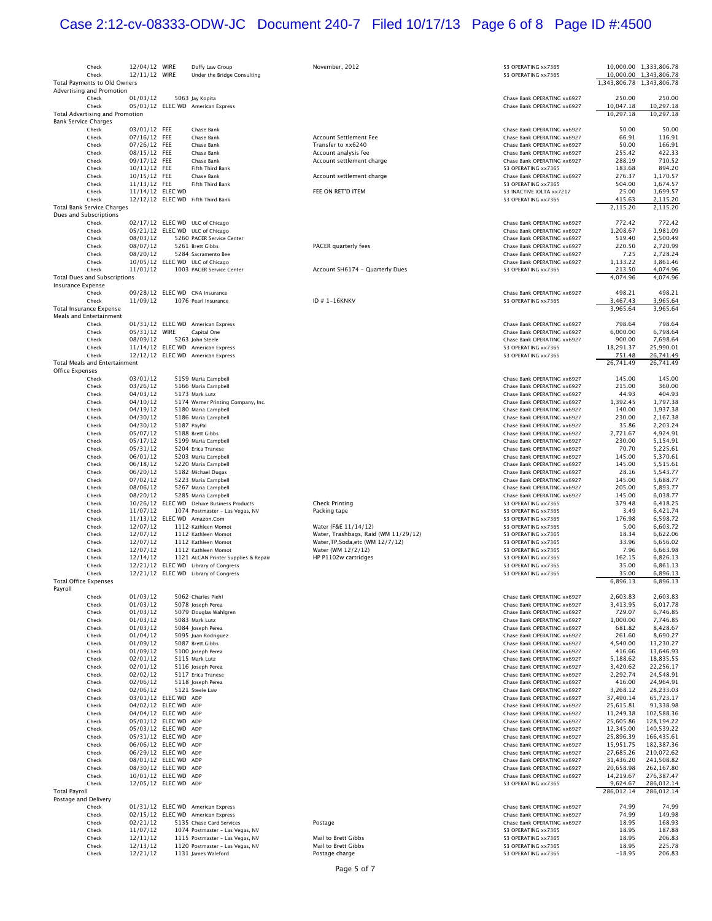| Type | Date | Num | Name | Memo | Split | Amount | Balance |
|---|---|---|---|---|---|---|---|
| Check | 12/04/12 | WIRE | Duffy Law Group | November, 2012 | 53 OPERATING xx7365 | 10,000.00 | 1,333,806.78 |
| Check | 12/11/12 | WIRE | Under the Bridge Consulting | | 53 OPERATING xx7365 | 10,000.00 | 1,343,806.78 |
| Total Payments to Old Owners | | | | | | 1,343,806.78 | 1,343,806.78 |
| Advertising and Promotion | | | | | | | |
| Check | 01/03/12 | 5063 | Jay Kopita | | Chase Bank OPERATING xx6927 | 250.00 | 250.00 |
| Check | 05/01/12 | ELEC WD | American Express | | Chase Bank OPERATING xx6927 | 10,047.18 | 10,297.18 |
| Total Advertising and Promotion | | | | | | 10,297.18 | 10,297.18 |
| Bank Service Charges | | | | | | | |
| Check | 03/01/12 | FEE | Chase Bank | | Chase Bank OPERATING xx6927 | 50.00 | 50.00 |
| Check | 07/16/12 | FEE | Chase Bank | Account Settlement Fee | Chase Bank OPERATING xx6927 | 66.91 | 116.91 |
| Check | 07/26/12 | FEE | Chase Bank | Transfer to xx6240 | Chase Bank OPERATING xx6927 | 50.00 | 166.91 |
| Check | 08/15/12 | FEE | Chase Bank | Account analysis fee | Chase Bank OPERATING xx6927 | 255.42 | 422.33 |
| Check | 09/17/12 | FEE | Chase Bank | Account settlement charge | Chase Bank OPERATING xx6927 | 288.19 | 710.52 |
| Check | 10/11/12 | FEE | Fifth Third Bank | | 53 OPERATING xx7365 | 183.68 | 894.20 |
| Check | 10/15/12 | FEE | Chase Bank | Account settlement charge | Chase Bank OPERATING xx6927 | 276.37 | 1,170.57 |
| Check | 11/13/12 | FEE | Fifth Third Bank | | 53 OPERATING xx7365 | 504.00 | 1,674.57 |
| Check | 11/14/12 | ELEC WD | | FEE ON RET'D ITEM | 53 INACTIVE IOLTA xx7217 | 25.00 | 1,699.57 |
| Check | 12/12/12 | ELEC WD | Fifth Third Bank | | 53 OPERATING xx7365 | 415.63 | 2,115.20 |
| Total Bank Service Charges | | | | | | 2,115.20 | 2,115.20 |
| Dues and Subscriptions | | | | | | | |
| Check | 02/17/12 | ELEC WD | ULC of Chicago | | Chase Bank OPERATING xx6927 | 772.42 | 772.42 |
| Check | 05/21/12 | ELEC WD | ULC of Chicago | | Chase Bank OPERATING xx6927 | 1,208.67 | 1,981.09 |
| Check | 08/03/12 | 5260 | PACER Service Center | | Chase Bank OPERATING xx6927 | 519.40 | 2,500.49 |
| Check | 08/07/12 | 5261 | Brett Gibbs | PACER quarterly fees | Chase Bank OPERATING xx6927 | 220.50 | 2,720.99 |
| Check | 08/20/12 | 5284 | Sacramento Bee | | Chase Bank OPERATING xx6927 | 7.25 | 2,728.24 |
| Check | 10/05/12 | ELEC WD | ULC of Chicago | | Chase Bank OPERATING xx6927 | 1,133.22 | 3,861.46 |
| Check | 11/01/12 | 1003 | PACER Service Center | Account SH6174 - Quarterly Dues | 53 OPERATING xx7365 | 213.50 | 4,074.96 |
| Total Dues and Subscriptions | | | | | | 4,074.96 | 4,074.96 |
| Insurance Expense | | | | | | | |
| Check | 09/28/12 | ELEC WD | CNA Insurance | | Chase Bank OPERATING xx6927 | 498.21 | 498.21 |
| Check | 11/09/12 | 1076 | Pearl Insurance | ID # 1-16KNKV | 53 OPERATING xx7365 | 3,467.43 | 3,965.64 |
| Total Insurance Expense | | | | | | 3,965.64 | 3,965.64 |
| Meals and Entertainment | | | | | | | |
| Check | 01/31/12 | ELEC WD | American Express | | Chase Bank OPERATING xx6927 | 798.64 | 798.64 |
| Check | 05/31/12 | WIRE | Capital One | | Chase Bank OPERATING xx6927 | 6,000.00 | 6,798.64 |
| Check | 08/09/12 | 5263 | John Steele | | Chase Bank OPERATING xx6927 | 900.00 | 7,698.64 |
| Check | 11/14/12 | ELEC WD | American Express | | 53 OPERATING xx7365 | 18,291.37 | 25,990.01 |
| Check | 12/12/12 | ELEC WD | American Express | | 53 OPERATING xx7365 | 751.48 | 26,741.49 |
| Total Meals and Entertainment | | | | | | 26,741.49 | 26,741.49 |
| Office Expenses | | | | | | | |
| Check | 03/01/12 | 5159 | Maria Campbell | | Chase Bank OPERATING xx6927 | 145.00 | 145.00 |
| Check | 03/26/12 | 5166 | Maria Campbell | | Chase Bank OPERATING xx6927 | 215.00 | 360.00 |
| Check | 04/03/12 | 5173 | Mark Lutz | | Chase Bank OPERATING xx6927 | 44.93 | 404.93 |
| Check | 04/10/12 | 5174 | Werner Printing Company, Inc. | | Chase Bank OPERATING xx6927 | 1,392.45 | 1,797.38 |
| Check | 04/19/12 | 5180 | Maria Campbell | | Chase Bank OPERATING xx6927 | 140.00 | 1,937.38 |
| Check | 04/30/12 | 5186 | Maria Campbell | | Chase Bank OPERATING xx6927 | 230.00 | 2,167.38 |
| Check | 04/30/12 | 5187 | PayPal | | Chase Bank OPERATING xx6927 | 35.86 | 2,203.24 |
| Check | 05/07/12 | 5188 | Brett Gibbs | | Chase Bank OPERATING xx6927 | 2,721.67 | 4,924.91 |
| Check | 05/17/12 | 5199 | Maria Campbell | | Chase Bank OPERATING xx6927 | 230.00 | 5,154.91 |
| Check | 05/31/12 | 5204 | Erica Tranese | | Chase Bank OPERATING xx6927 | 70.70 | 5,225.61 |
| Check | 06/01/12 | 5203 | Maria Campbell | | Chase Bank OPERATING xx6927 | 145.00 | 5,370.61 |
| Check | 06/18/12 | 5220 | Maria Campbell | | Chase Bank OPERATING xx6927 | 145.00 | 5,515.61 |
| Check | 06/20/12 | 5182 | Michael Dugas | | Chase Bank OPERATING xx6927 | 28.16 | 5,543.77 |
| Check | 07/02/12 | 5223 | Maria Campbell | | Chase Bank OPERATING xx6927 | 145.00 | 5,688.77 |
| Check | 08/06/12 | 5267 | Maria Campbell | | Chase Bank OPERATING xx6927 | 205.00 | 5,893.77 |
| Check | 08/20/12 | 5285 | Maria Campbell | | Chase Bank OPERATING xx6927 | 145.00 | 6,038.77 |
| Check | 10/26/12 | ELEC WD | Deluxe Business Products | Check Printing | 53 OPERATING xx7365 | 379.48 | 6,418.25 |
| Check | 11/07/12 | 1074 | Postmaster - Las Vegas, NV | Packing tape | 53 OPERATING xx7365 | 3.49 | 6,421.74 |
| Check | 11/13/12 | ELEC WD | Amazon.Com | | 53 OPERATING xx7365 | 176.98 | 6,598.72 |
| Check | 12/07/12 | 1112 | Kathleen Momot | Water (F&E 11/14/12) | 53 OPERATING xx7365 | 5.00 | 6,603.72 |
| Check | 12/07/12 | 1112 | Kathleen Momot | Water, Trashbags, Raid (WM 11/29/12) | 53 OPERATING xx7365 | 18.34 | 6,622.06 |
| Check | 12/07/12 | 1112 | Kathleen Momot | Water,TP,Soda,etc (WM 12/7/12) | 53 OPERATING xx7365 | 33.96 | 6,656.02 |
| Check | 12/07/12 | 1112 | Kathleen Momot | Water (WM 12/2/12) | 53 OPERATING xx7365 | 7.96 | 6,663.98 |
| Check | 12/14/12 | 1121 | ALCAN Printer Supplies & Repair | HP P1102w cartridges | 53 OPERATING xx7365 | 162.15 | 6,826.13 |
| Check | 12/21/12 | ELEC WD | Library of Congress | | 53 OPERATING xx7365 | 35.00 | 6,861.13 |
| Check | 12/21/12 | ELEC WD | Library of Congress | | 53 OPERATING xx7365 | 35.00 | 6,896.13 |
| Total Office Expenses | | | | | | 6,896.13 | 6,896.13 |
| Payroll | | | | | | | |
| Check | 01/03/12 | 5062 | Charles Piehl | | Chase Bank OPERATING xx6927 | 2,603.83 | 2,603.83 |
| Check | 01/03/12 | 5078 | Joseph Perea | | Chase Bank OPERATING xx6927 | 3,413.95 | 6,017.78 |
| Check | 01/03/12 | 5079 | Douglas Wahlgren | | Chase Bank OPERATING xx6927 | 729.07 | 6,746.85 |
| Check | 01/03/12 | 5083 | Mark Lutz | | Chase Bank OPERATING xx6927 | 1,000.00 | 7,746.85 |
| Check | 01/03/12 | 5084 | Joseph Perea | | Chase Bank OPERATING xx6927 | 681.82 | 8,428.67 |
| Check | 01/04/12 | 5095 | Juan Rodriguez | | Chase Bank OPERATING xx6927 | 261.60 | 8,690.27 |
| Check | 01/09/12 | 5087 | Brett Gibbs | | Chase Bank OPERATING xx6927 | 4,540.00 | 13,230.27 |
| Check | 01/09/12 | 5100 | Joseph Perea | | Chase Bank OPERATING xx6927 | 416.66 | 13,646.93 |
| Check | 02/01/12 | 5115 | Mark Lutz | | Chase Bank OPERATING xx6927 | 5,188.62 | 18,835.55 |
| Check | 02/01/12 | 5116 | Joseph Perea | | Chase Bank OPERATING xx6927 | 3,420.62 | 22,256.17 |
| Check | 02/02/12 | 5117 | Erica Tranese | | Chase Bank OPERATING xx6927 | 2,292.74 | 24,548.91 |
| Check | 02/06/12 | 5118 | Joseph Perea | | Chase Bank OPERATING xx6927 | 416.00 | 24,964.91 |
| Check | 02/06/12 | 5121 | Steele Law | | Chase Bank OPERATING xx6927 | 3,268.12 | 28,233.03 |
| Check | 03/01/12 | ELEC WD | ADP | | Chase Bank OPERATING xx6927 | 37,490.14 | 65,723.17 |
| Check | 04/02/12 | ELEC WD | ADP | | Chase Bank OPERATING xx6927 | 25,615.81 | 91,338.98 |
| Check | 04/04/12 | ELEC WD | ADP | | Chase Bank OPERATING xx6927 | 11,249.38 | 102,588.36 |
| Check | 05/01/12 | ELEC WD | ADP | | Chase Bank OPERATING xx6927 | 25,605.86 | 128,194.22 |
| Check | 05/03/12 | ELEC WD | ADP | | Chase Bank OPERATING xx6927 | 12,345.00 | 140,539.22 |
| Check | 05/31/12 | ELEC WD | ADP | | Chase Bank OPERATING xx6927 | 25,896.39 | 166,435.61 |
| Check | 06/06/12 | ELEC WD | ADP | | Chase Bank OPERATING xx6927 | 15,951.75 | 182,387.36 |
| Check | 06/29/12 | ELEC WD | ADP | | Chase Bank OPERATING xx6927 | 27,685.26 | 210,072.62 |
| Check | 08/01/12 | ELEC WD | ADP | | Chase Bank OPERATING xx6927 | 31,436.20 | 241,508.82 |
| Check | 08/30/12 | ELEC WD | ADP | | Chase Bank OPERATING xx6927 | 20,658.98 | 262,167.80 |
| Check | 10/01/12 | ELEC WD | ADP | | Chase Bank OPERATING xx6927 | 14,219.67 | 276,387.47 |
| Check | 12/05/12 | ELEC WD | ADP | | 53 OPERATING xx7365 | 9,624.67 | 286,012.14 |
| Total Payroll | | | | | | 286,012.14 | 286,012.14 |
| Postage and Delivery | | | | | | | |
| Check | 01/31/12 | ELEC WD | American Express | | Chase Bank OPERATING xx6927 | 74.99 | 74.99 |
| Check | 02/15/12 | ELEC WD | American Express | | Chase Bank OPERATING xx6927 | 74.99 | 149.98 |
| Check | 02/21/12 | 5135 | Chase Card Services | Postage | Chase Bank OPERATING xx6927 | 18.95 | 168.93 |
| Check | 11/07/12 | 1074 | Postmaster - Las Vegas, NV | | 53 OPERATING xx7365 | 18.95 | 187.88 |
| Check | 12/11/12 | 1115 | Postmaster - Las Vegas, NV | Mail to Brett Gibbs | 53 OPERATING xx7365 | 18.95 | 206.83 |
| Check | 12/13/12 | 1120 | Postmaster - Las Vegas, NV | Mail to Brett Gibbs | 53 OPERATING xx7365 | 18.95 | 225.78 |
| Check | 12/21/12 | 1131 | James Waleford | Postage charge | 53 OPERATING xx7365 | -18.95 | 206.83 |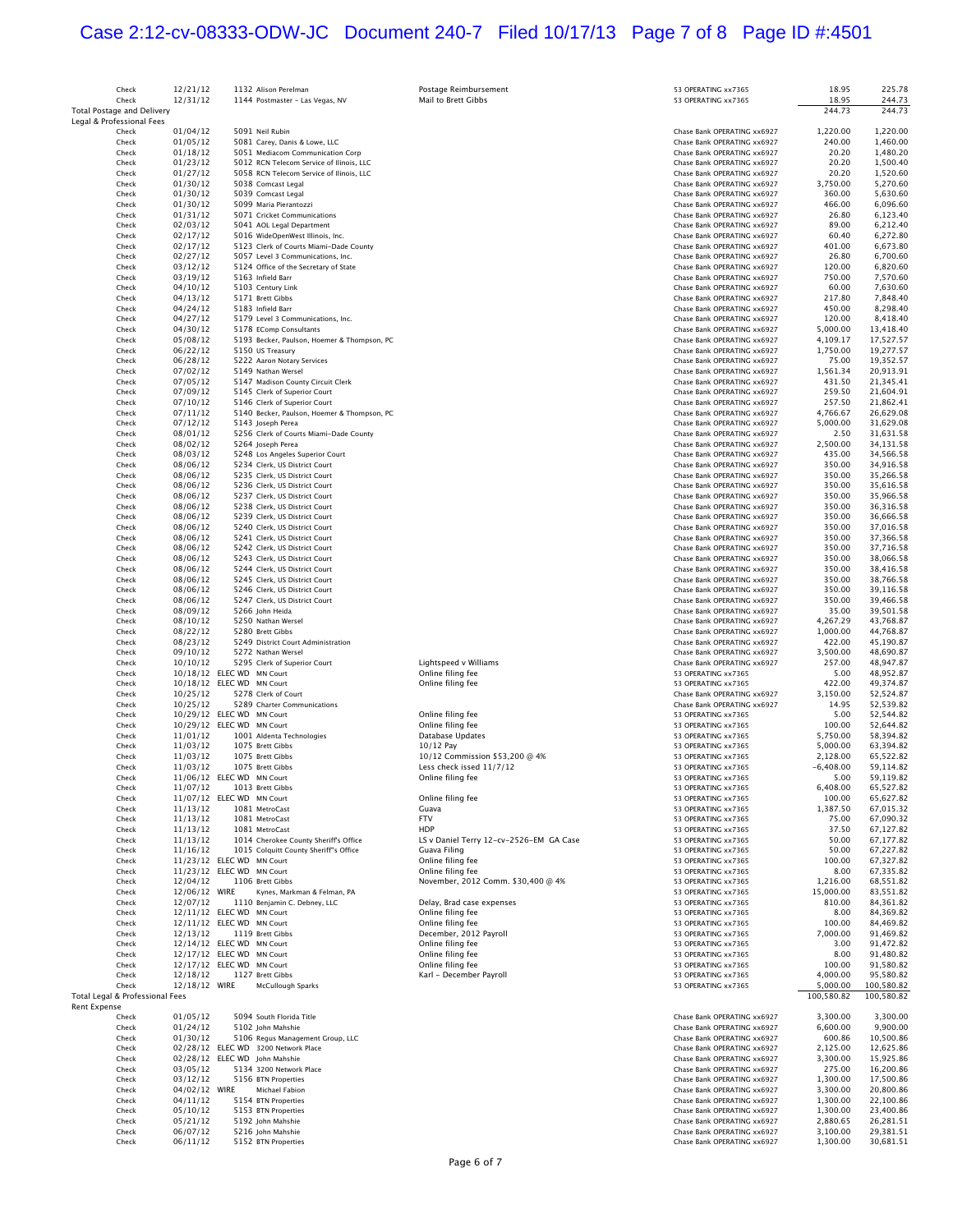| Type | Date | Num | Name | Memo | Split | Amount | Balance |
|---|---|---|---|---|---|---|---|
| Check | 12/21/12 | 1132 | Alison Perelman | Postage Reimbursement | 53 OPERATING xx7365 | 18.95 | 225.78 |
| Check | 12/31/12 | 1144 | Postmaster - Las Vegas, NV | Mail to Brett Gibbs | 53 OPERATING xx7365 | 18.95 | 244.73 |
| Total Postage and Delivery | | | | | | 244.73 | 244.73 |
| Legal & Professional Fees | | | | | | | |
| Check | 01/04/12 | 5091 | Neil Rubin | | Chase Bank OPERATING xx6927 | 1,220.00 | 1,220.00 |
| Check | 01/05/12 | 5081 | Carey, Danis & Lowe, LLC | | Chase Bank OPERATING xx6927 | 240.00 | 1,460.00 |
| Check | 01/18/12 | 5051 | Mediacom Communication Corp | | Chase Bank OPERATING xx6927 | 20.20 | 1,480.20 |
| Check | 01/23/12 | 5012 | RCN Telecom Service of Ilinois, LLC | | Chase Bank OPERATING xx6927 | 20.20 | 1,500.40 |
| Check | 01/27/12 | 5058 | RCN Telecom Service of Ilinois, LLC | | Chase Bank OPERATING xx6927 | 20.20 | 1,520.60 |
| Check | 01/30/12 | 5038 | Comcast Legal | | Chase Bank OPERATING xx6927 | 3,750.00 | 5,270.60 |
| Check | 01/30/12 | 5039 | Comcast Legal | | Chase Bank OPERATING xx6927 | 360.00 | 5,630.60 |
| Check | 01/30/12 | 5099 | Maria Pierantozzi | | Chase Bank OPERATING xx6927 | 466.00 | 6,096.60 |
| Check | 01/31/12 | 5071 | Cricket Communications | | Chase Bank OPERATING xx6927 | 26.80 | 6,123.40 |
| Check | 02/03/12 | 5041 | AOL Legal Department | | Chase Bank OPERATING xx6927 | 89.00 | 6,212.40 |
| Check | 02/17/12 | 5016 | WideOpenWest Illinois, Inc. | | Chase Bank OPERATING xx6927 | 60.40 | 6,272.80 |
| Check | 02/17/12 | 5123 | Clerk of Courts Miami-Dade County | | Chase Bank OPERATING xx6927 | 401.00 | 6,673.80 |
| Check | 02/27/12 | 5057 | Level 3 Communications, Inc. | | Chase Bank OPERATING xx6927 | 26.80 | 6,700.60 |
| Check | 03/12/12 | 5124 | Office of the Secretary of State | | Chase Bank OPERATING xx6927 | 120.00 | 6,820.60 |
| Check | 03/19/12 | 5163 | Infield Barr | | Chase Bank OPERATING xx6927 | 750.00 | 7,570.60 |
| Check | 04/10/12 | 5103 | Century Link | | Chase Bank OPERATING xx6927 | 60.00 | 7,630.60 |
| Check | 04/13/12 | 5171 | Brett Gibbs | | Chase Bank OPERATING xx6927 | 217.80 | 7,848.40 |
| Check | 04/24/12 | 5183 | Infield Barr | | Chase Bank OPERATING xx6927 | 450.00 | 8,298.40 |
| Check | 04/27/12 | 5179 | Level 3 Communications, Inc. | | Chase Bank OPERATING xx6927 | 120.00 | 8,418.40 |
| Check | 04/30/12 | 5178 | EComp Consultants | | Chase Bank OPERATING xx6927 | 5,000.00 | 13,418.40 |
| Check | 05/08/12 | 5193 | Becker, Paulson, Hoemer & Thompson, PC | | Chase Bank OPERATING xx6927 | 4,109.17 | 17,527.57 |
| Check | 06/22/12 | 5150 | US Treasury | | Chase Bank OPERATING xx6927 | 1,750.00 | 19,277.57 |
| Check | 06/28/12 | 5222 | Aaron Notary Services | | Chase Bank OPERATING xx6927 | 75.00 | 19,352.57 |
| Check | 07/02/12 | 5149 | Nathan Wersel | | Chase Bank OPERATING xx6927 | 1,561.34 | 20,913.91 |
| Check | 07/05/12 | 5147 | Madison County Circuit Clerk | | Chase Bank OPERATING xx6927 | 431.50 | 21,345.41 |
| Check | 07/09/12 | 5145 | Clerk of Superior Court | | Chase Bank OPERATING xx6927 | 259.50 | 21,604.91 |
| Check | 07/10/12 | 5146 | Clerk of Superior Court | | Chase Bank OPERATING xx6927 | 257.50 | 21,862.41 |
| Check | 07/11/12 | 5140 | Becker, Paulson, Hoemer & Thompson, PC | | Chase Bank OPERATING xx6927 | 4,766.67 | 26,629.08 |
| Check | 07/12/12 | 5143 | Joseph Perea | | Chase Bank OPERATING xx6927 | 5,000.00 | 31,629.08 |
| Check | 08/01/12 | 5256 | Clerk of Courts Miami-Dade County | | Chase Bank OPERATING xx6927 | 2.50 | 31,631.58 |
| Check | 08/02/12 | 5264 | Joseph Perea | | Chase Bank OPERATING xx6927 | 2,500.00 | 34,131.58 |
| Check | 08/03/12 | 5248 | Los Angeles Superior Court | | Chase Bank OPERATING xx6927 | 435.00 | 34,566.58 |
| Check | 08/06/12 | 5234 | Clerk, US District Court | | Chase Bank OPERATING xx6927 | 350.00 | 34,916.58 |
| Check | 08/06/12 | 5235 | Clerk, US District Court | | Chase Bank OPERATING xx6927 | 350.00 | 35,266.58 |
| Check | 08/06/12 | 5236 | Clerk, US District Court | | Chase Bank OPERATING xx6927 | 350.00 | 35,616.58 |
| Check | 08/06/12 | 5237 | Clerk, US District Court | | Chase Bank OPERATING xx6927 | 350.00 | 35,966.58 |
| Check | 08/06/12 | 5238 | Clerk, US District Court | | Chase Bank OPERATING xx6927 | 350.00 | 36,316.58 |
| Check | 08/06/12 | 5239 | Clerk, US District Court | | Chase Bank OPERATING xx6927 | 350.00 | 36,666.58 |
| Check | 08/06/12 | 5240 | Clerk, US District Court | | Chase Bank OPERATING xx6927 | 350.00 | 37,016.58 |
| Check | 08/06/12 | 5241 | Clerk, US District Court | | Chase Bank OPERATING xx6927 | 350.00 | 37,366.58 |
| Check | 08/06/12 | 5242 | Clerk, US District Court | | Chase Bank OPERATING xx6927 | 350.00 | 37,716.58 |
| Check | 08/06/12 | 5243 | Clerk, US District Court | | Chase Bank OPERATING xx6927 | 350.00 | 38,066.58 |
| Check | 08/06/12 | 5244 | Clerk, US District Court | | Chase Bank OPERATING xx6927 | 350.00 | 38,416.58 |
| Check | 08/06/12 | 5245 | Clerk, US District Court | | Chase Bank OPERATING xx6927 | 350.00 | 38,766.58 |
| Check | 08/06/12 | 5246 | Clerk, US District Court | | Chase Bank OPERATING xx6927 | 350.00 | 39,116.58 |
| Check | 08/06/12 | 5247 | Clerk, US District Court | | Chase Bank OPERATING xx6927 | 350.00 | 39,466.58 |
| Check | 08/09/12 | 5266 | John Heida | | Chase Bank OPERATING xx6927 | 35.00 | 39,501.58 |
| Check | 08/10/12 | 5250 | Nathan Wersel | | Chase Bank OPERATING xx6927 | 4,267.29 | 43,768.87 |
| Check | 08/22/12 | 5280 | Brett Gibbs | | Chase Bank OPERATING xx6927 | 1,000.00 | 44,768.87 |
| Check | 08/23/12 | 5249 | District Court Administration | | Chase Bank OPERATING xx6927 | 422.00 | 45,190.87 |
| Check | 09/10/12 | 5272 | Nathan Wersel | | Chase Bank OPERATING xx6927 | 3,500.00 | 48,690.87 |
| Check | 10/10/12 | 5295 | Clerk of Superior Court | Lightspeed v Williams | Chase Bank OPERATING xx6927 | 257.00 | 48,947.87 |
| Check | 10/18/12 | ELEC WD | MN Court | Online filing fee | 53 OPERATING xx7365 | 5.00 | 48,952.87 |
| Check | 10/18/12 | ELEC WD | MN Court | Online filing fee | 53 OPERATING xx7365 | 422.00 | 49,374.87 |
| Check | 10/25/12 | 5278 | Clerk of Court | | Chase Bank OPERATING xx6927 | 3,150.00 | 52,524.87 |
| Check | 10/25/12 | 5289 | Charter Communications | | Chase Bank OPERATING xx6927 | 14.95 | 52,539.82 |
| Check | 10/29/12 | ELEC WD | MN Court | Online filing fee | 53 OPERATING xx7365 | 5.00 | 52,544.82 |
| Check | 10/29/12 | ELEC WD | MN Court | Online filing fee | 53 OPERATING xx7365 | 100.00 | 52,644.82 |
| Check | 11/01/12 | 1001 | Aldenta Technologies | Database Updates | 53 OPERATING xx7365 | 5,750.00 | 58,394.82 |
| Check | 11/03/12 | 1075 | Brett Gibbs | 10/12 Pay | 53 OPERATING xx7365 | 5,000.00 | 63,394.82 |
| Check | 11/03/12 | 1075 | Brett Gibbs | 10/12 Commission $53,200 @ 4% | 53 OPERATING xx7365 | 2,128.00 | 65,522.82 |
| Check | 11/03/12 | 1075 | Brett Gibbs | Less check issed 11/7/12 | 53 OPERATING xx7365 | -6,408.00 | 59,114.82 |
| Check | 11/06/12 | ELEC WD | MN Court | Online filing fee | 53 OPERATING xx7365 | 5.00 | 59,119.82 |
| Check | 11/07/12 | 1013 | Brett Gibbs | | 53 OPERATING xx7365 | 6,408.00 | 65,527.82 |
| Check | 11/07/12 | ELEC WD | MN Court | Online filing fee | 53 OPERATING xx7365 | 100.00 | 65,627.82 |
| Check | 11/13/12 | 1081 | MetroCast | Guava | 53 OPERATING xx7365 | 1,387.50 | 67,015.32 |
| Check | 11/13/12 | 1081 | MetroCast | FTV | 53 OPERATING xx7365 | 75.00 | 67,090.32 |
| Check | 11/13/12 | 1081 | MetroCast | HDP | 53 OPERATING xx7365 | 37.50 | 67,127.82 |
| Check | 11/13/12 | 1014 | Cherokee County Sheriff's Office | LS v Daniel Terry 12-cv-2526-EM GA Case | 53 OPERATING xx7365 | 50.00 | 67,177.82 |
| Check | 11/16/12 | 1015 | Colquitt County Sheriff"s Office | Guava Filing | 53 OPERATING xx7365 | 50.00 | 67,227.82 |
| Check | 11/23/12 | ELEC WD | MN Court | Online filing fee | 53 OPERATING xx7365 | 100.00 | 67,327.82 |
| Check | 11/23/12 | ELEC WD | MN Court | Online filing fee | 53 OPERATING xx7365 | 8.00 | 67,335.82 |
| Check | 12/04/12 | 1106 | Brett Gibbs | November, 2012 Comm. $30,400 @ 4% | 53 OPERATING xx7365 | 1,216.00 | 68,551.82 |
| Check | 12/06/12 | WIRE | Kynes, Markman & Felman, PA | | 53 OPERATING xx7365 | 15,000.00 | 83,551.82 |
| Check | 12/07/12 | 1110 | Benjamin C. Debney, LLC | Delay, Brad case expenses | 53 OPERATING xx7365 | 810.00 | 84,361.82 |
| Check | 12/11/12 | ELEC WD | MN Court | Online filing fee | 53 OPERATING xx7365 | 8.00 | 84,369.82 |
| Check | 12/11/12 | ELEC WD | MN Court | Online filing fee | 53 OPERATING xx7365 | 100.00 | 84,469.82 |
| Check | 12/13/12 | 1119 | Brett Gibbs | December, 2012 Payroll | 53 OPERATING xx7365 | 7,000.00 | 91,469.82 |
| Check | 12/14/12 | ELEC WD | MN Court | Online filing fee | 53 OPERATING xx7365 | 3.00 | 91,472.82 |
| Check | 12/17/12 | ELEC WD | MN Court | Online filing fee | 53 OPERATING xx7365 | 8.00 | 91,480.82 |
| Check | 12/17/12 | ELEC WD | MN Court | Online filing fee | 53 OPERATING xx7365 | 100.00 | 91,580.82 |
| Check | 12/18/12 | 1127 | Brett Gibbs | Karl - December Payroll | 53 OPERATING xx7365 | 4,000.00 | 95,580.82 |
| Check | 12/18/12 | WIRE | McCullough Sparks | | 53 OPERATING xx7365 | 5,000.00 | 100,580.82 |
| Total Legal & Professional Fees | | | | | | 100,580.82 | 100,580.82 |
| Rent Expense | | | | | | | |
| Check | 01/05/12 | 5094 | South Florida Title | | Chase Bank OPERATING xx6927 | 3,300.00 | 3,300.00 |
| Check | 01/24/12 | 5102 | John Mahshie | | Chase Bank OPERATING xx6927 | 6,600.00 | 9,900.00 |
| Check | 01/30/12 | 5106 | Regus Management Group, LLC | | Chase Bank OPERATING xx6927 | 600.86 | 10,500.86 |
| Check | 02/28/12 | ELEC WD | 3200 Network Place | | Chase Bank OPERATING xx6927 | 2,125.00 | 12,625.86 |
| Check | 02/28/12 | ELEC WD | John Mahshie | | Chase Bank OPERATING xx6927 | 3,300.00 | 15,925.86 |
| Check | 03/05/12 | 5134 | 3200 Network Place | | Chase Bank OPERATING xx6927 | 275.00 | 16,200.86 |
| Check | 03/12/12 | 5156 | BTN Properties | | Chase Bank OPERATING xx6927 | 1,300.00 | 17,500.86 |
| Check | 04/02/12 | WIRE | Michael Fabion | | Chase Bank OPERATING xx6927 | 3,300.00 | 20,800.86 |
| Check | 04/11/12 | 5154 | BTN Properties | | Chase Bank OPERATING xx6927 | 1,300.00 | 22,100.86 |
| Check | 05/10/12 | 5153 | BTN Properties | | Chase Bank OPERATING xx6927 | 1,300.00 | 23,400.86 |
| Check | 05/21/12 | 5192 | John Mahshie | | Chase Bank OPERATING xx6927 | 2,880.65 | 26,281.51 |
| Check | 06/07/12 | 5216 | John Mahshie | | Chase Bank OPERATING xx6927 | 3,100.00 | 29,381.51 |
| Check | 06/11/12 | 5152 | BTN Properties | | Chase Bank OPERATING xx6927 | 1,300.00 | 30,681.51 |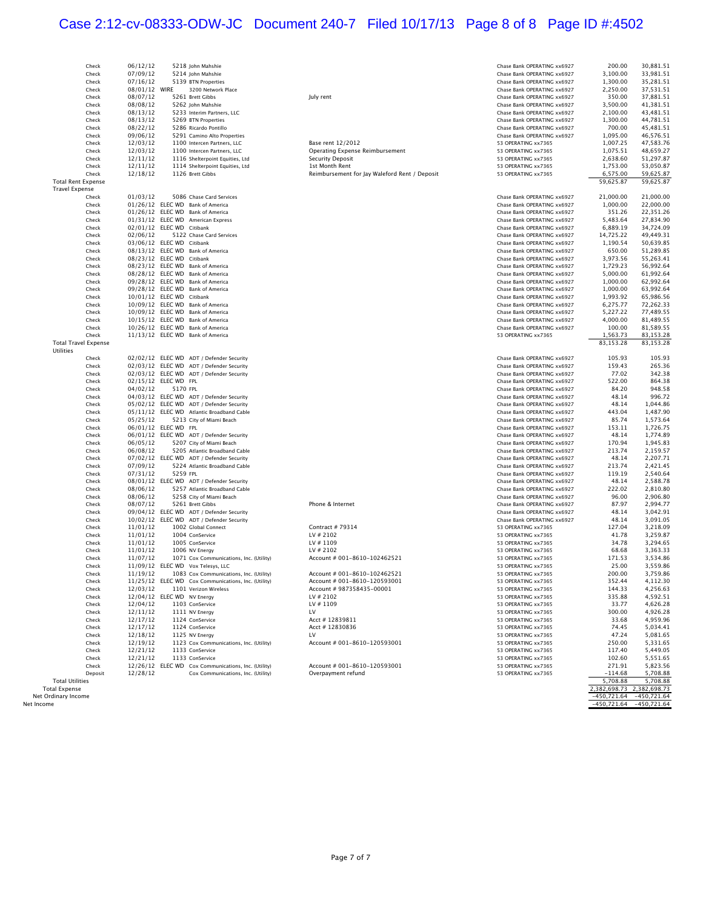| | | | | | | | |
|---|---|---|---|---|---|---|---|
| Check | 06/12/12 | 5218 | John Mahshie | | Chase Bank OPERATING xx6927 | 200.00 | 30,881.51 |
| Check | 07/09/12 | 5214 | John Mahshie | | Chase Bank OPERATING xx6927 | 3,100.00 | 33,981.51 |
| Check | 07/16/12 | 5139 | BTN Properties | | Chase Bank OPERATING xx6927 | 1,300.00 | 35,281.51 |
| Check | 08/01/12 | WIRE | 3200 Network Place | | Chase Bank OPERATING xx6927 | 2,250.00 | 37,531.51 |
| Check | 08/07/12 | 5261 | Brett Gibbs | July rent | Chase Bank OPERATING xx6927 | 350.00 | 37,881.51 |
| Check | 08/08/12 | 5262 | John Mahshie | | Chase Bank OPERATING xx6927 | 3,500.00 | 41,381.51 |
| Check | 08/13/12 | 5233 | Interim Partners, LLC | | Chase Bank OPERATING xx6927 | 2,100.00 | 43,481.51 |
| Check | 08/13/12 | 5269 | BTN Properties | | Chase Bank OPERATING xx6927 | 1,300.00 | 44,781.51 |
| Check | 08/22/12 | 5286 | Ricardo Pontillo | | Chase Bank OPERATING xx6927 | 700.00 | 45,481.51 |
| Check | 09/06/12 | 5291 | Camino Alto Properties | | Chase Bank OPERATING xx6927 | 1,095.00 | 46,576.51 |
| Check | 12/03/12 | 1100 | Intercen Partners, LLC | Base rent 12/2012 | 53 OPERATING xx7365 | 1,007.25 | 47,583.76 |
| Check | 12/03/12 | 1100 | Intercen Partners, LLC | Operating Expense Reimbursement | 53 OPERATING xx7365 | 1,075.51 | 48,659.27 |
| Check | 12/11/12 | 1116 | Shelterpoint Equities, Ltd | Security Deposit | 53 OPERATING xx7365 | 2,638.60 | 51,297.87 |
| Check | 12/11/12 | 1114 | Shelterpoint Equities, Ltd | 1st Month Rent | 53 OPERATING xx7365 | 1,753.00 | 53,050.87 |
| Check | 12/18/12 | 1126 | Brett Gibbs | Reimbursement for Jay Waleford Rent / Deposit | 53 OPERATING xx7365 | 6,575.00 | 59,625.87 |
| Total Rent Expense | | | | | | 59,625.87 | 59,625.87 |
| Travel Expense | | | | | | | |
| Check | 01/03/12 | 5086 | Chase Card Services | | Chase Bank OPERATING xx6927 | 21,000.00 | 21,000.00 |
| Check | 01/26/12 | ELEC WD | Bank of America | | Chase Bank OPERATING xx6927 | 1,000.00 | 22,000.00 |
| Check | 01/26/12 | ELEC WD | Bank of America | | Chase Bank OPERATING xx6927 | 351.26 | 22,351.26 |
| Check | 01/31/12 | ELEC WD | American Express | | Chase Bank OPERATING xx6927 | 5,483.64 | 27,834.90 |
| Check | 02/01/12 | ELEC WD | Citibank | | Chase Bank OPERATING xx6927 | 6,889.19 | 34,724.09 |
| Check | 02/06/12 | 5122 | Chase Card Services | | Chase Bank OPERATING xx6927 | 14,725.22 | 49,449.31 |
| Check | 03/06/12 | ELEC WD | Citibank | | Chase Bank OPERATING xx6927 | 1,190.54 | 50,639.85 |
| Check | 08/13/12 | ELEC WD | Bank of America | | Chase Bank OPERATING xx6927 | 650.00 | 51,289.85 |
| Check | 08/23/12 | ELEC WD | Citibank | | Chase Bank OPERATING xx6927 | 3,973.56 | 55,263.41 |
| Check | 08/23/12 | ELEC WD | Bank of America | | Chase Bank OPERATING xx6927 | 1,729.23 | 56,992.64 |
| Check | 08/28/12 | ELEC WD | Bank of America | | Chase Bank OPERATING xx6927 | 5,000.00 | 61,992.64 |
| Check | 09/28/12 | ELEC WD | Bank of America | | Chase Bank OPERATING xx6927 | 1,000.00 | 62,992.64 |
| Check | 09/28/12 | ELEC WD | Bank of America | | Chase Bank OPERATING xx6927 | 1,000.00 | 63,992.64 |
| Check | 10/01/12 | ELEC WD | Citibank | | Chase Bank OPERATING xx6927 | 1,993.92 | 65,986.56 |
| Check | 10/09/12 | ELEC WD | Bank of America | | Chase Bank OPERATING xx6927 | 6,275.77 | 72,262.33 |
| Check | 10/09/12 | ELEC WD | Bank of America | | Chase Bank OPERATING xx6927 | 5,227.22 | 77,489.55 |
| Check | 10/15/12 | ELEC WD | Bank of America | | Chase Bank OPERATING xx6927 | 4,000.00 | 81,489.55 |
| Check | 10/26/12 | ELEC WD | Bank of America | | Chase Bank OPERATING xx6927 | 100.00 | 81,589.55 |
| Check | 11/13/12 | ELEC WD | Bank of America | | 53 OPERATING xx7365 | 1,563.73 | 83,153.28 |
| Total Travel Expense | | | | | | 83,153.28 | 83,153.28 |
| Utilities | | | | | | | |
| Check | 02/02/12 | ELEC WD | ADT / Defender Security | | Chase Bank OPERATING xx6927 | 105.93 | 105.93 |
| Check | 02/03/12 | ELEC WD | ADT / Defender Security | | Chase Bank OPERATING xx6927 | 159.43 | 265.36 |
| Check | 02/03/12 | ELEC WD | ADT / Defender Security | | Chase Bank OPERATING xx6927 | 77.02 | 342.38 |
| Check | 02/15/12 | ELEC WD | FPL | | Chase Bank OPERATING xx6927 | 522.00 | 864.38 |
| Check | 04/02/12 | 5170 | FPL | | Chase Bank OPERATING xx6927 | 84.20 | 948.58 |
| Check | 04/03/12 | ELEC WD | ADT / Defender Security | | Chase Bank OPERATING xx6927 | 48.14 | 996.72 |
| Check | 05/02/12 | ELEC WD | ADT / Defender Security | | Chase Bank OPERATING xx6927 | 48.14 | 1,044.86 |
| Check | 05/11/12 | ELEC WD | Atlantic Broadband Cable | | Chase Bank OPERATING xx6927 | 443.04 | 1,487.90 |
| Check | 05/25/12 | 5213 | City of Miami Beach | | Chase Bank OPERATING xx6927 | 85.74 | 1,573.64 |
| Check | 06/01/12 | ELEC WD | FPL | | Chase Bank OPERATING xx6927 | 153.11 | 1,726.75 |
| Check | 06/01/12 | ELEC WD | ADT / Defender Security | | Chase Bank OPERATING xx6927 | 48.14 | 1,774.89 |
| Check | 06/05/12 | 5207 | City of Miami Beach | | Chase Bank OPERATING xx6927 | 170.94 | 1,945.83 |
| Check | 06/08/12 | 5205 | Atlantic Broadband Cable | | Chase Bank OPERATING xx6927 | 213.74 | 2,159.57 |
| Check | 07/02/12 | ELEC WD | ADT / Defender Security | | Chase Bank OPERATING xx6927 | 48.14 | 2,207.71 |
| Check | 07/09/12 | 5224 | Atlantic Broadband Cable | | Chase Bank OPERATING xx6927 | 213.74 | 2,421.45 |
| Check | 07/31/12 | 5259 | FPL | | Chase Bank OPERATING xx6927 | 119.19 | 2,540.64 |
| Check | 08/01/12 | ELEC WD | ADT / Defender Security | | Chase Bank OPERATING xx6927 | 48.14 | 2,588.78 |
| Check | 08/06/12 | 5257 | Atlantic Broadband Cable | | Chase Bank OPERATING xx6927 | 222.02 | 2,810.80 |
| Check | 08/06/12 | 5258 | City of Miami Beach | | Chase Bank OPERATING xx6927 | 96.00 | 2,906.80 |
| Check | 08/07/12 | 5261 | Brett Gibbs | Phone & Internet | Chase Bank OPERATING xx6927 | 87.97 | 2,994.77 |
| Check | 09/04/12 | ELEC WD | ADT / Defender Security | | Chase Bank OPERATING xx6927 | 48.14 | 3,042.91 |
| Check | 10/02/12 | ELEC WD | ADT / Defender Security | | Chase Bank OPERATING xx6927 | 48.14 | 3,091.05 |
| Check | 11/01/12 | 1002 | Global Connect | Contract # 79314 | 53 OPERATING xx7365 | 127.04 | 3,218.09 |
| Check | 11/01/12 | 1004 | ConService | LV # 2102 | 53 OPERATING xx7365 | 41.78 | 3,259.87 |
| Check | 11/01/12 | 1005 | ConService | LV # 1109 | 53 OPERATING xx7365 | 34.78 | 3,294.65 |
| Check | 11/01/12 | 1006 | NV Energy | LV # 2102 | 53 OPERATING xx7365 | 68.68 | 3,363.33 |
| Check | 11/07/12 | 1071 | Cox Communications, Inc. (Utility) | Account # 001-8610-102462521 | 53 OPERATING xx7365 | 171.53 | 3,534.86 |
| Check | 11/09/12 | ELEC WD | Vox Telesys, LLC | | 53 OPERATING xx7365 | 25.00 | 3,559.86 |
| Check | 11/19/12 | 1083 | Cox Communications, Inc. (Utility) | Account # 001-8610-102462521 | 53 OPERATING xx7365 | 200.00 | 3,759.86 |
| Check | 11/25/12 | ELEC WD | Cox Communications, Inc. (Utility) | Account # 001-8610-120593001 | 53 OPERATING xx7365 | 352.44 | 4,112.30 |
| Check | 12/03/12 | 1101 | Verizon Wireless | Account # 987358435-00001 | 53 OPERATING xx7365 | 144.33 | 4,256.63 |
| Check | 12/04/12 | ELEC WD | NV Energy | LV # 2102 | 53 OPERATING xx7365 | 335.88 | 4,592.51 |
| Check | 12/04/12 | 1103 | ConService | LV # 1109 | 53 OPERATING xx7365 | 33.77 | 4,626.28 |
| Check | 12/11/12 | 1111 | NV Energy | LV | 53 OPERATING xx7365 | 300.00 | 4,926.28 |
| Check | 12/17/12 | 1124 | ConService | Acct # 12839811 | 53 OPERATING xx7365 | 33.68 | 4,959.96 |
| Check | 12/17/12 | 1124 | ConService | Acct # 12830836 | 53 OPERATING xx7365 | 74.45 | 5,034.41 |
| Check | 12/18/12 | 1125 | NV Energy | LV | 53 OPERATING xx7365 | 47.24 | 5,081.65 |
| Check | 12/19/12 | 1123 | Cox Communications, Inc. (Utility) | Account # 001-8610-120593001 | 53 OPERATING xx7365 | 250.00 | 5,331.65 |
| Check | 12/21/12 | 1133 | ConService | | 53 OPERATING xx7365 | 117.40 | 5,449.05 |
| Check | 12/21/12 | 1133 | ConService | | 53 OPERATING xx7365 | 102.60 | 5,551.65 |
| Check | 12/26/12 | ELEC WD | Cox Communications, Inc. (Utility) | Account # 001-8610-120593001 | 53 OPERATING xx7365 | 271.91 | 5,823.56 |
| Deposit | 12/28/12 | | Cox Communications, Inc. (Utility) | Overpayment refund | 53 OPERATING xx7365 | -114.68 | 5,708.88 |
| Total Utilities | | | | | | 5,708.88 | 5,708.88 |
| Total Expense | | | | | | 2,382,698.73 | 2,382,698.73 |
| Net Ordinary Income | | | | | | -450,721.64 | -450,721.64 |
| Net Income | | | | | | -450,721.64 | -450,721.64 |